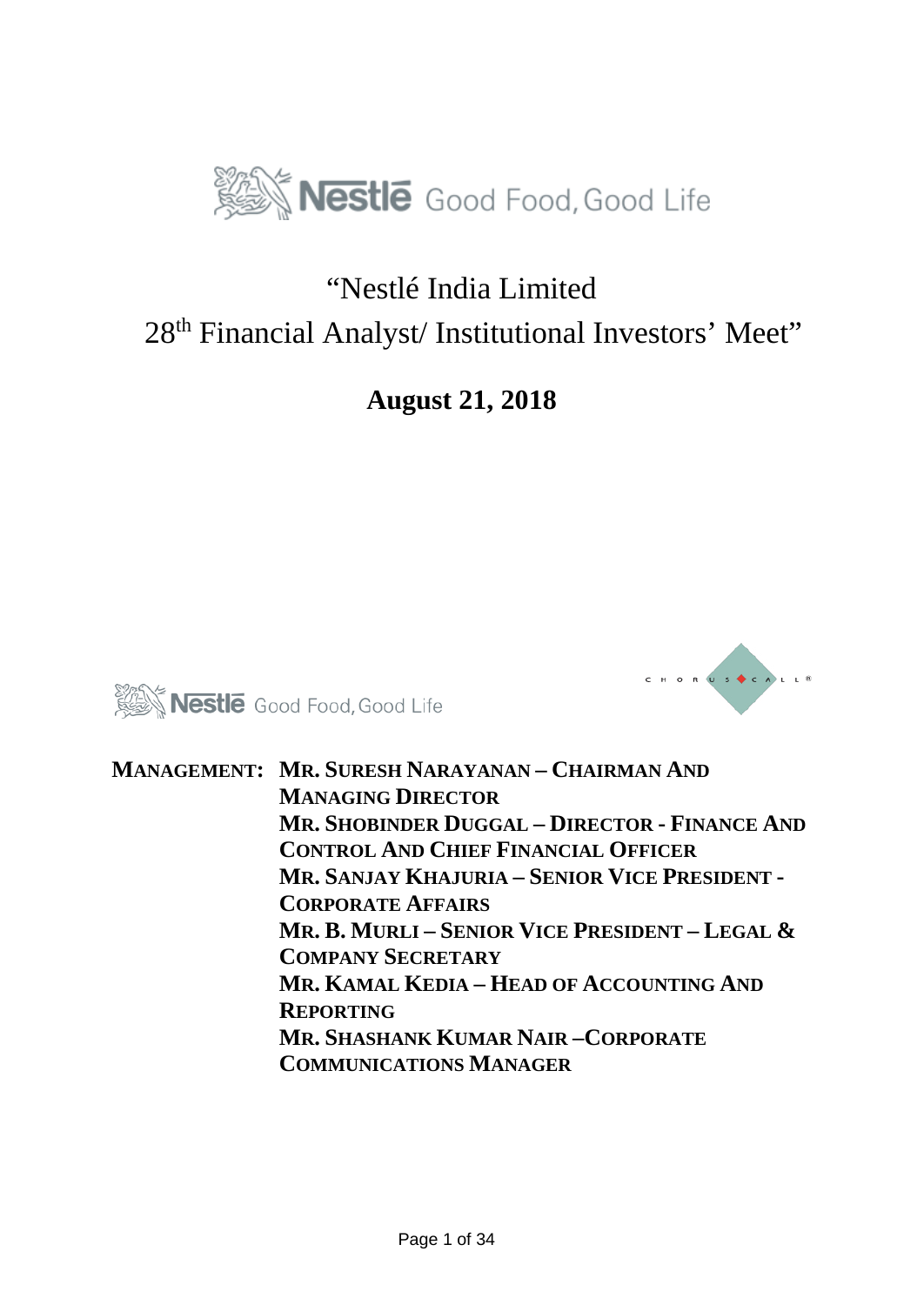Nestlé Good Food, Good Life

# "Nestlé India Limited 28th Financial Analyst/ Institutional Investors' Meet"

**August 21, 2018**

Nestlé Good Food, Good Life

CHORUS CALL®

**MANAGEMENT:**
**MR. SURESH NARAYANAN – CHAIRMAN AND MANAGING DIRECTOR**
**MR. SHOBINDER DUGGAL – DIRECTOR - FINANCE AND CONTROL AND CHIEF FINANCIAL OFFICER**
**MR. SANJAY KHAJURIA – SENIOR VICE PRESIDENT - CORPORATE AFFAIRS**
**MR. B. MURLI – SENIOR VICE PRESIDENT – LEGAL & COMPANY SECRETARY**
**MR. KAMAL KEDIA – HEAD OF ACCOUNTING AND REPORTING**
**MR. SHASHANK KUMAR NAIR –CORPORATE COMMUNICATIONS MANAGER**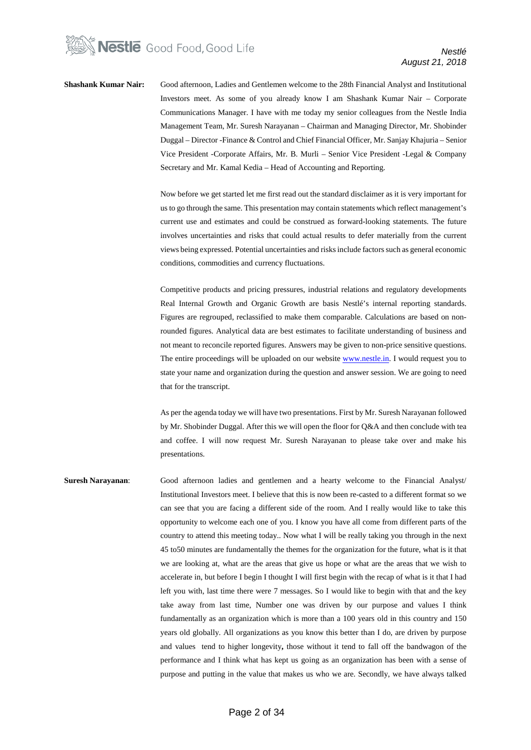**Shashank Kumar Nair:** Good afternoon, Ladies and Gentlemen welcome to the 28th Financial Analyst and Institutional Investors meet. As some of you already know I am Shashank Kumar Nair – Corporate Communications Manager. I have with me today my senior colleagues from the Nestle India Management Team, Mr. Suresh Narayanan – Chairman and Managing Director, Mr. Shobinder Duggal – Director -Finance & Control and Chief Financial Officer, Mr. Sanjay Khajuria – Senior Vice President -Corporate Affairs, Mr. B. Murli – Senior Vice President -Legal & Company Secretary and Mr. Kamal Kedia – Head of Accounting and Reporting.

Now before we get started let me first read out the standard disclaimer as it is very important for us to go through the same. This presentation may contain statements which reflect management's current use and estimates and could be construed as forward-looking statements. The future involves uncertainties and risks that could actual results to defer materially from the current views being expressed. Potential uncertainties and risks include factors such as general economic conditions, commodities and currency fluctuations.

Competitive products and pricing pressures, industrial relations and regulatory developments Real Internal Growth and Organic Growth are basis Nestlé's internal reporting standards. Figures are regrouped, reclassified to make them comparable. Calculations are based on non-rounded figures. Analytical data are best estimates to facilitate understanding of business and not meant to reconcile reported figures. Answers may be given to non-price sensitive questions. The entire proceedings will be uploaded on our website www.nestle.in. I would request you to state your name and organization during the question and answer session. We are going to need that for the transcript.

As per the agenda today we will have two presentations. First by Mr. Suresh Narayanan followed by Mr. Shobinder Duggal. After this we will open the floor for Q&A and then conclude with tea and coffee. I will now request Mr. Suresh Narayanan to please take over and make his presentations.

**Suresh Narayanan**: Good afternoon ladies and gentlemen and a hearty welcome to the Financial Analyst/ Institutional Investors meet. I believe that this is now been re-casted to a different format so we can see that you are facing a different side of the room. And I really would like to take this opportunity to welcome each one of you. I know you have all come from different parts of the country to attend this meeting today.. Now what I will be really taking you through in the next 45 to50 minutes are fundamentally the themes for the organization for the future, what is it that we are looking at, what are the areas that give us hope or what are the areas that we wish to accelerate in, but before I begin I thought I will first begin with the recap of what is it that I had left you with, last time there were 7 messages. So I would like to begin with that and the key take away from last time, Number one was driven by our purpose and values I think fundamentally as an organization which is more than a 100 years old in this country and 150 years old globally. All organizations as you know this better than I do, are driven by purpose and values tend to higher longevity**,** those without it tend to fall off the bandwagon of the performance and I think what has kept us going as an organization has been with a sense of purpose and putting in the value that makes us who we are. Secondly, we have always talked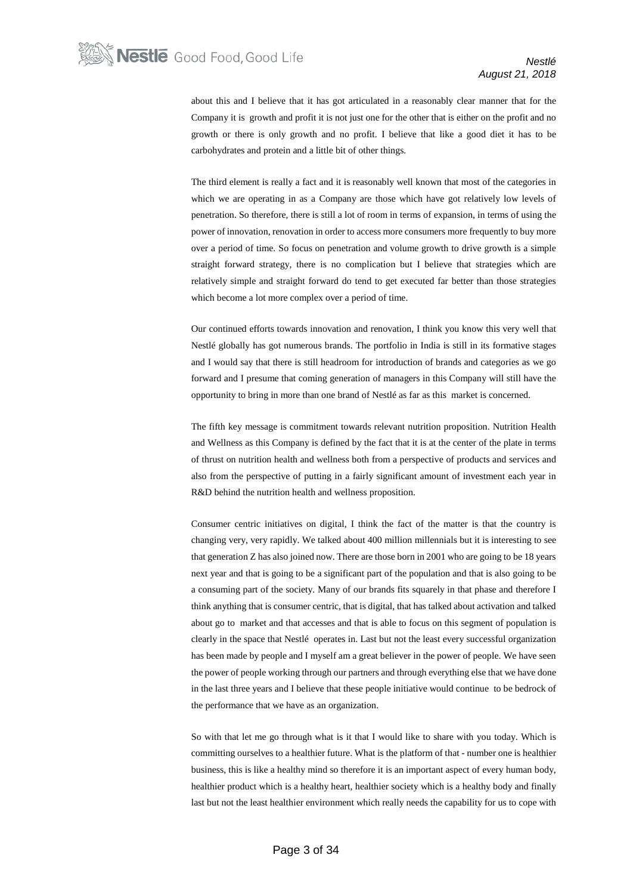about this and I believe that it has got articulated in a reasonably clear manner that for the Company it is growth and profit it is not just one for the other that is either on the profit and no growth or there is only growth and no profit. I believe that like a good diet it has to be carbohydrates and protein and a little bit of other things.

The third element is really a fact and it is reasonably well known that most of the categories in which we are operating in as a Company are those which have got relatively low levels of penetration. So therefore, there is still a lot of room in terms of expansion, in terms of using the power of innovation, renovation in order to access more consumers more frequently to buy more over a period of time. So focus on penetration and volume growth to drive growth is a simple straight forward strategy, there is no complication but I believe that strategies which are relatively simple and straight forward do tend to get executed far better than those strategies which become a lot more complex over a period of time.

Our continued efforts towards innovation and renovation, I think you know this very well that Nestlé globally has got numerous brands. The portfolio in India is still in its formative stages and I would say that there is still headroom for introduction of brands and categories as we go forward and I presume that coming generation of managers in this Company will still have the opportunity to bring in more than one brand of Nestlé as far as this market is concerned.

The fifth key message is commitment towards relevant nutrition proposition. Nutrition Health and Wellness as this Company is defined by the fact that it is at the center of the plate in terms of thrust on nutrition health and wellness both from a perspective of products and services and also from the perspective of putting in a fairly significant amount of investment each year in R&D behind the nutrition health and wellness proposition.

Consumer centric initiatives on digital, I think the fact of the matter is that the country is changing very, very rapidly. We talked about 400 million millennials but it is interesting to see that generation Z has also joined now. There are those born in 2001 who are going to be 18 years next year and that is going to be a significant part of the population and that is also going to be a consuming part of the society. Many of our brands fits squarely in that phase and therefore I think anything that is consumer centric, that is digital, that has talked about activation and talked about go to market and that accesses and that is able to focus on this segment of population is clearly in the space that Nestlé operates in. Last but not the least every successful organization has been made by people and I myself am a great believer in the power of people. We have seen the power of people working through our partners and through everything else that we have done in the last three years and I believe that these people initiative would continue to be bedrock of the performance that we have as an organization.

So with that let me go through what is it that I would like to share with you today. Which is committing ourselves to a healthier future. What is the platform of that - number one is healthier business, this is like a healthy mind so therefore it is an important aspect of every human body, healthier product which is a healthy heart, healthier society which is a healthy body and finally last but not the least healthier environment which really needs the capability for us to cope with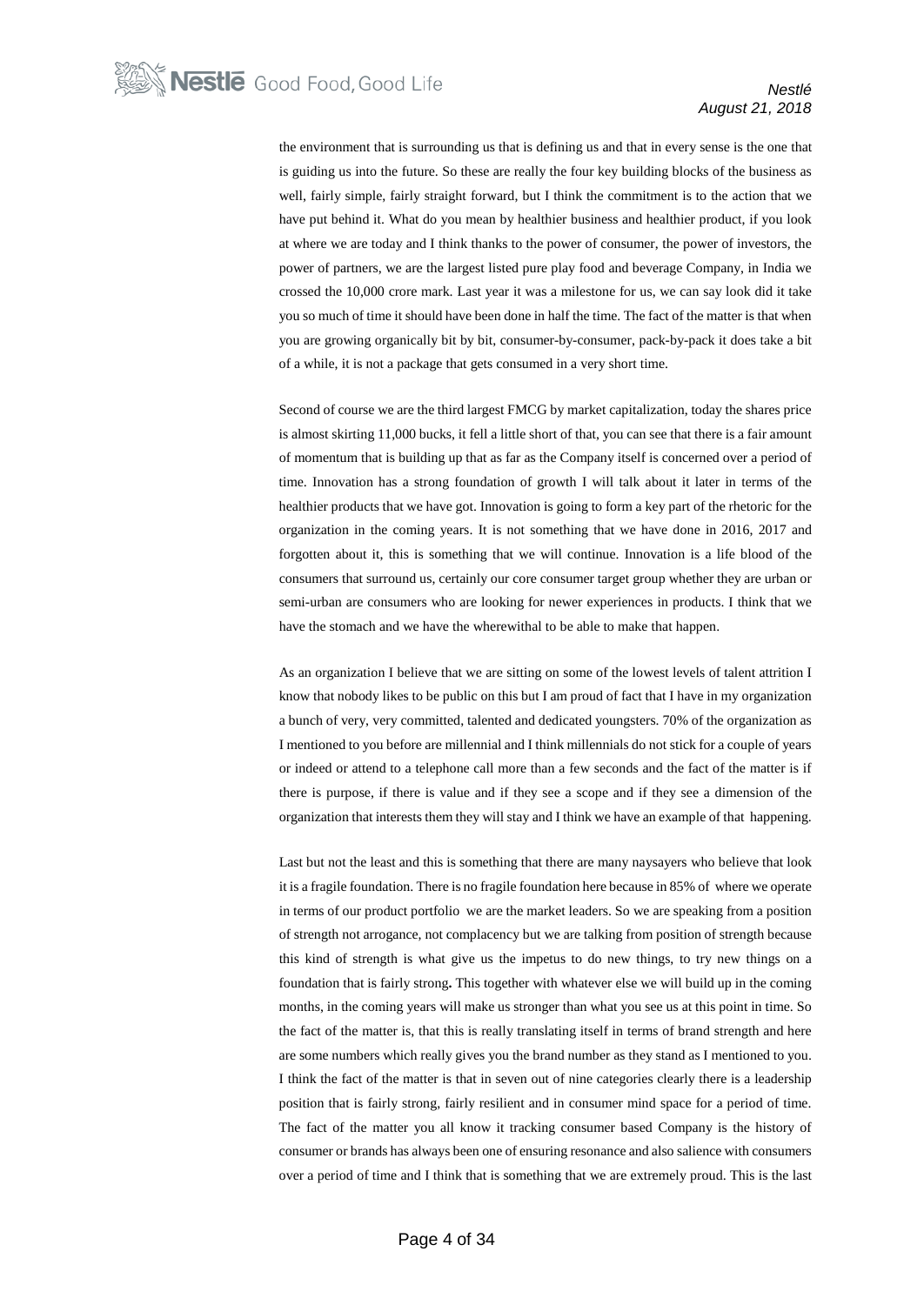the environment that is surrounding us that is defining us and that in every sense is the one that is guiding us into the future. So these are really the four key building blocks of the business as well, fairly simple, fairly straight forward, but I think the commitment is to the action that we have put behind it. What do you mean by healthier business and healthier product, if you look at where we are today and I think thanks to the power of consumer, the power of investors, the power of partners, we are the largest listed pure play food and beverage Company, in India we crossed the 10,000 crore mark. Last year it was a milestone for us, we can say look did it take you so much of time it should have been done in half the time. The fact of the matter is that when you are growing organically bit by bit, consumer-by-consumer, pack-by-pack it does take a bit of a while, it is not a package that gets consumed in a very short time.

Second of course we are the third largest FMCG by market capitalization, today the shares price is almost skirting 11,000 bucks, it fell a little short of that, you can see that there is a fair amount of momentum that is building up that as far as the Company itself is concerned over a period of time. Innovation has a strong foundation of growth I will talk about it later in terms of the healthier products that we have got. Innovation is going to form a key part of the rhetoric for the organization in the coming years. It is not something that we have done in 2016, 2017 and forgotten about it, this is something that we will continue. Innovation is a life blood of the consumers that surround us, certainly our core consumer target group whether they are urban or semi-urban are consumers who are looking for newer experiences in products. I think that we have the stomach and we have the wherewithal to be able to make that happen.

As an organization I believe that we are sitting on some of the lowest levels of talent attrition I know that nobody likes to be public on this but I am proud of fact that I have in my organization a bunch of very, very committed, talented and dedicated youngsters. 70% of the organization as I mentioned to you before are millennial and I think millennials do not stick for a couple of years or indeed or attend to a telephone call more than a few seconds and the fact of the matter is if there is purpose, if there is value and if they see a scope and if they see a dimension of the organization that interests them they will stay and I think we have an example of that happening.

Last but not the least and this is something that there are many naysayers who believe that look it is a fragile foundation. There is no fragile foundation here because in 85% of where we operate in terms of our product portfolio we are the market leaders. So we are speaking from a position of strength not arrogance, not complacency but we are talking from position of strength because this kind of strength is what give us the impetus to do new things, to try new things on a foundation that is fairly strong**.** This together with whatever else we will build up in the coming months, in the coming years will make us stronger than what you see us at this point in time. So the fact of the matter is, that this is really translating itself in terms of brand strength and here are some numbers which really gives you the brand number as they stand as I mentioned to you. I think the fact of the matter is that in seven out of nine categories clearly there is a leadership position that is fairly strong, fairly resilient and in consumer mind space for a period of time. The fact of the matter you all know it tracking consumer based Company is the history of consumer or brands has always been one of ensuring resonance and also salience with consumers over a period of time and I think that is something that we are extremely proud. This is the last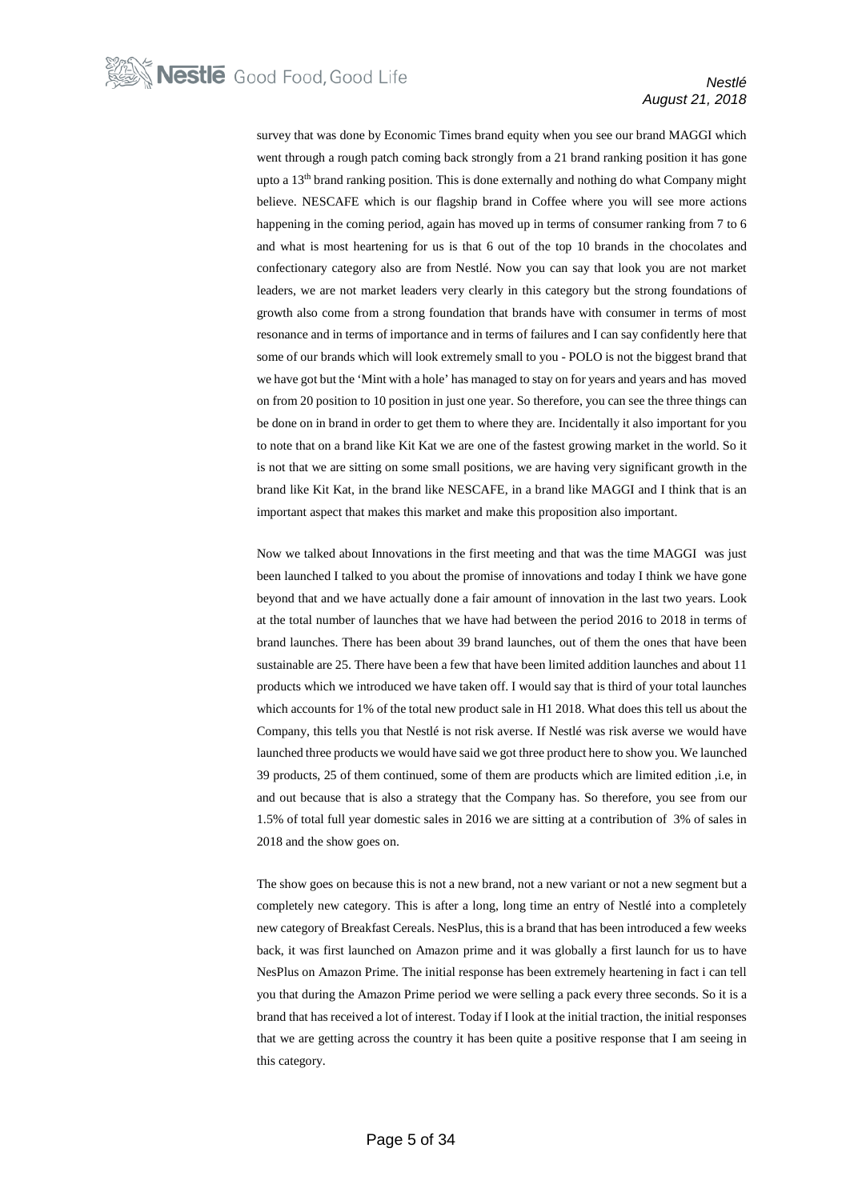survey that was done by Economic Times brand equity when you see our brand MAGGI which went through a rough patch coming back strongly from a 21 brand ranking position it has gone upto a 13th brand ranking position. This is done externally and nothing do what Company might believe. NESCAFE which is our flagship brand in Coffee where you will see more actions happening in the coming period, again has moved up in terms of consumer ranking from 7 to 6 and what is most heartening for us is that 6 out of the top 10 brands in the chocolates and confectionary category also are from Nestlé. Now you can say that look you are not market leaders, we are not market leaders very clearly in this category but the strong foundations of growth also come from a strong foundation that brands have with consumer in terms of most resonance and in terms of importance and in terms of failures and I can say confidently here that some of our brands which will look extremely small to you - POLO is not the biggest brand that we have got but the 'Mint with a hole' has managed to stay on for years and years and has moved on from 20 position to 10 position in just one year. So therefore, you can see the three things can be done on in brand in order to get them to where they are. Incidentally it also important for you to note that on a brand like Kit Kat we are one of the fastest growing market in the world. So it is not that we are sitting on some small positions, we are having very significant growth in the brand like Kit Kat, in the brand like NESCAFE, in a brand like MAGGI and I think that is an important aspect that makes this market and make this proposition also important.

Now we talked about Innovations in the first meeting and that was the time MAGGI was just been launched I talked to you about the promise of innovations and today I think we have gone beyond that and we have actually done a fair amount of innovation in the last two years. Look at the total number of launches that we have had between the period 2016 to 2018 in terms of brand launches. There has been about 39 brand launches, out of them the ones that have been sustainable are 25. There have been a few that have been limited addition launches and about 11 products which we introduced we have taken off. I would say that is third of your total launches which accounts for 1% of the total new product sale in H1 2018. What does this tell us about the Company, this tells you that Nestlé is not risk averse. If Nestlé was risk averse we would have launched three products we would have said we got three product here to show you. We launched 39 products, 25 of them continued, some of them are products which are limited edition ,i.e, in and out because that is also a strategy that the Company has. So therefore, you see from our 1.5% of total full year domestic sales in 2016 we are sitting at a contribution of 3% of sales in 2018 and the show goes on.

The show goes on because this is not a new brand, not a new variant or not a new segment but a completely new category. This is after a long, long time an entry of Nestlé into a completely new category of Breakfast Cereals. NesPlus, this is a brand that has been introduced a few weeks back, it was first launched on Amazon prime and it was globally a first launch for us to have NesPlus on Amazon Prime. The initial response has been extremely heartening in fact i can tell you that during the Amazon Prime period we were selling a pack every three seconds. So it is a brand that has received a lot of interest. Today if I look at the initial traction, the initial responses that we are getting across the country it has been quite a positive response that I am seeing in this category.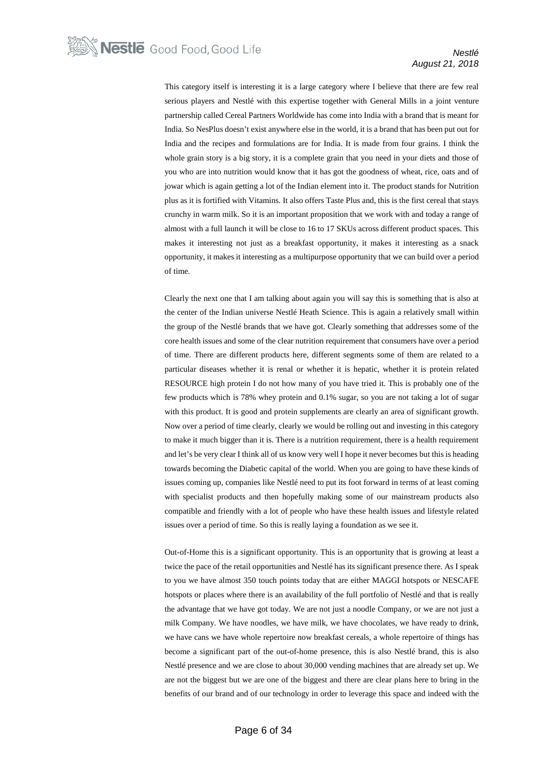This category itself is interesting it is a large category where I believe that there are few real serious players and Nestlé with this expertise together with General Mills in a joint venture partnership called Cereal Partners Worldwide has come into India with a brand that is meant for India. So NesPlus doesn't exist anywhere else in the world, it is a brand that has been put out for India and the recipes and formulations are for India. It is made from four grains. I think the whole grain story is a big story, it is a complete grain that you need in your diets and those of you who are into nutrition would know that it has got the goodness of wheat, rice, oats and of jowar which is again getting a lot of the Indian element into it. The product stands for Nutrition plus as it is fortified with Vitamins. It also offers Taste Plus and, this is the first cereal that stays crunchy in warm milk. So it is an important proposition that we work with and today a range of almost with a full launch it will be close to 16 to 17 SKUs across different product spaces. This makes it interesting not just as a breakfast opportunity, it makes it interesting as a snack opportunity, it makes it interesting as a multipurpose opportunity that we can build over a period of time.

Clearly the next one that I am talking about again you will say this is something that is also at the center of the Indian universe Nestlé Heath Science. This is again a relatively small within the group of the Nestlé brands that we have got. Clearly something that addresses some of the core health issues and some of the clear nutrition requirement that consumers have over a period of time. There are different products here, different segments some of them are related to a particular diseases whether it is renal or whether it is hepatic, whether it is protein related RESOURCE high protein I do not how many of you have tried it. This is probably one of the few products which is 78% whey protein and 0.1% sugar, so you are not taking a lot of sugar with this product. It is good and protein supplements are clearly an area of significant growth. Now over a period of time clearly, clearly we would be rolling out and investing in this category to make it much bigger than it is. There is a nutrition requirement, there is a health requirement and let's be very clear I think all of us know very well I hope it never becomes but this is heading towards becoming the Diabetic capital of the world. When you are going to have these kinds of issues coming up, companies like Nestlé need to put its foot forward in terms of at least coming with specialist products and then hopefully making some of our mainstream products also compatible and friendly with a lot of people who have these health issues and lifestyle related issues over a period of time. So this is really laying a foundation as we see it.

Out-of-Home this is a significant opportunity. This is an opportunity that is growing at least a twice the pace of the retail opportunities and Nestlé has its significant presence there. As I speak to you we have almost 350 touch points today that are either MAGGI hotspots or NESCAFE hotspots or places where there is an availability of the full portfolio of Nestlé and that is really the advantage that we have got today. We are not just a noodle Company, or we are not just a milk Company. We have noodles, we have milk, we have chocolates, we have ready to drink, we have cans we have whole repertoire now breakfast cereals, a whole repertoire of things has become a significant part of the out-of-home presence, this is also Nestlé brand, this is also Nestlé presence and we are close to about 30,000 vending machines that are already set up. We are not the biggest but we are one of the biggest and there are clear plans here to bring in the benefits of our brand and of our technology in order to leverage this space and indeed with the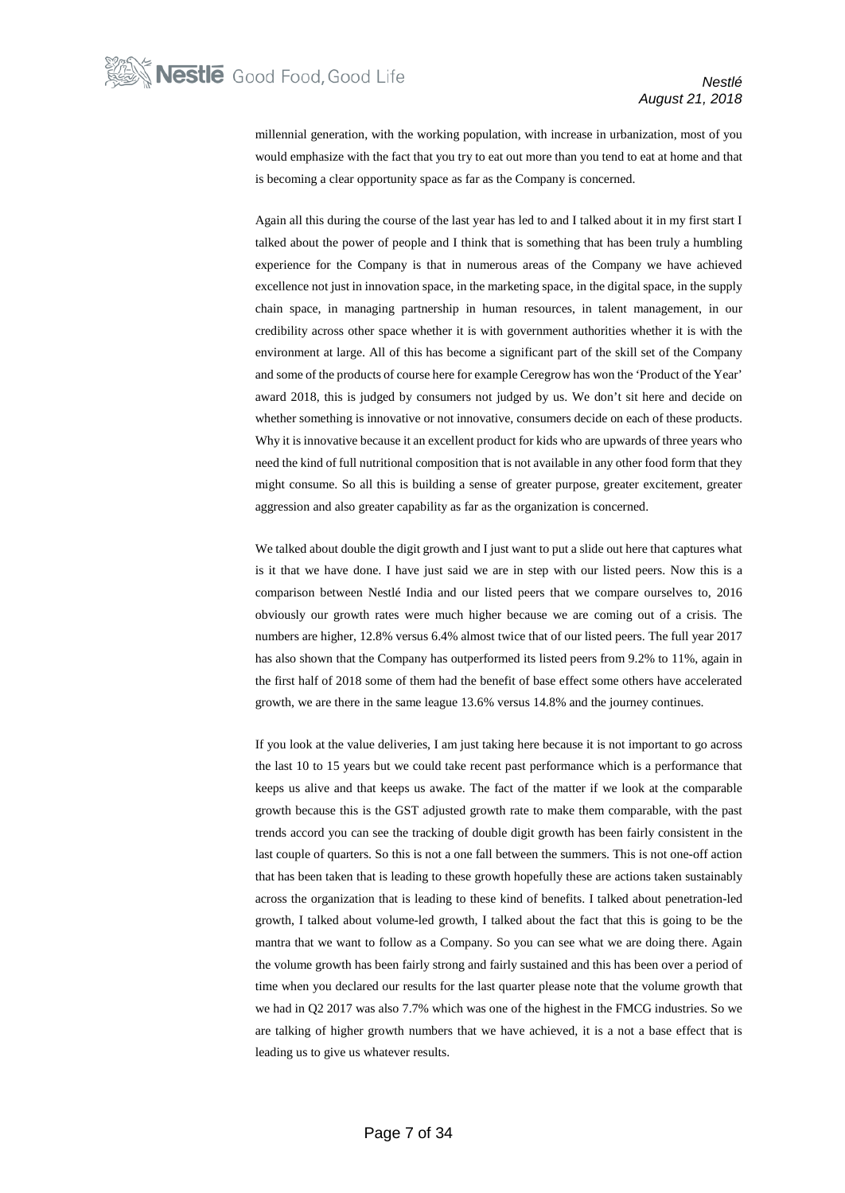millennial generation, with the working population, with increase in urbanization, most of you would emphasize with the fact that you try to eat out more than you tend to eat at home and that is becoming a clear opportunity space as far as the Company is concerned.

Again all this during the course of the last year has led to and I talked about it in my first start I talked about the power of people and I think that is something that has been truly a humbling experience for the Company is that in numerous areas of the Company we have achieved excellence not just in innovation space, in the marketing space, in the digital space, in the supply chain space, in managing partnership in human resources, in talent management, in our credibility across other space whether it is with government authorities whether it is with the environment at large. All of this has become a significant part of the skill set of the Company and some of the products of course here for example Ceregrow has won the 'Product of the Year' award 2018, this is judged by consumers not judged by us. We don't sit here and decide on whether something is innovative or not innovative, consumers decide on each of these products. Why it is innovative because it an excellent product for kids who are upwards of three years who need the kind of full nutritional composition that is not available in any other food form that they might consume. So all this is building a sense of greater purpose, greater excitement, greater aggression and also greater capability as far as the organization is concerned.

We talked about double the digit growth and I just want to put a slide out here that captures what is it that we have done. I have just said we are in step with our listed peers. Now this is a comparison between Nestlé India and our listed peers that we compare ourselves to, 2016 obviously our growth rates were much higher because we are coming out of a crisis. The numbers are higher, 12.8% versus 6.4% almost twice that of our listed peers. The full year 2017 has also shown that the Company has outperformed its listed peers from 9.2% to 11%, again in the first half of 2018 some of them had the benefit of base effect some others have accelerated growth, we are there in the same league 13.6% versus 14.8% and the journey continues.

If you look at the value deliveries, I am just taking here because it is not important to go across the last 10 to 15 years but we could take recent past performance which is a performance that keeps us alive and that keeps us awake. The fact of the matter if we look at the comparable growth because this is the GST adjusted growth rate to make them comparable, with the past trends accord you can see the tracking of double digit growth has been fairly consistent in the last couple of quarters. So this is not a one fall between the summers. This is not one-off action that has been taken that is leading to these growth hopefully these are actions taken sustainably across the organization that is leading to these kind of benefits. I talked about penetration-led growth, I talked about volume-led growth, I talked about the fact that this is going to be the mantra that we want to follow as a Company. So you can see what we are doing there. Again the volume growth has been fairly strong and fairly sustained and this has been over a period of time when you declared our results for the last quarter please note that the volume growth that we had in Q2 2017 was also 7.7% which was one of the highest in the FMCG industries. So we are talking of higher growth numbers that we have achieved, it is a not a base effect that is leading us to give us whatever results.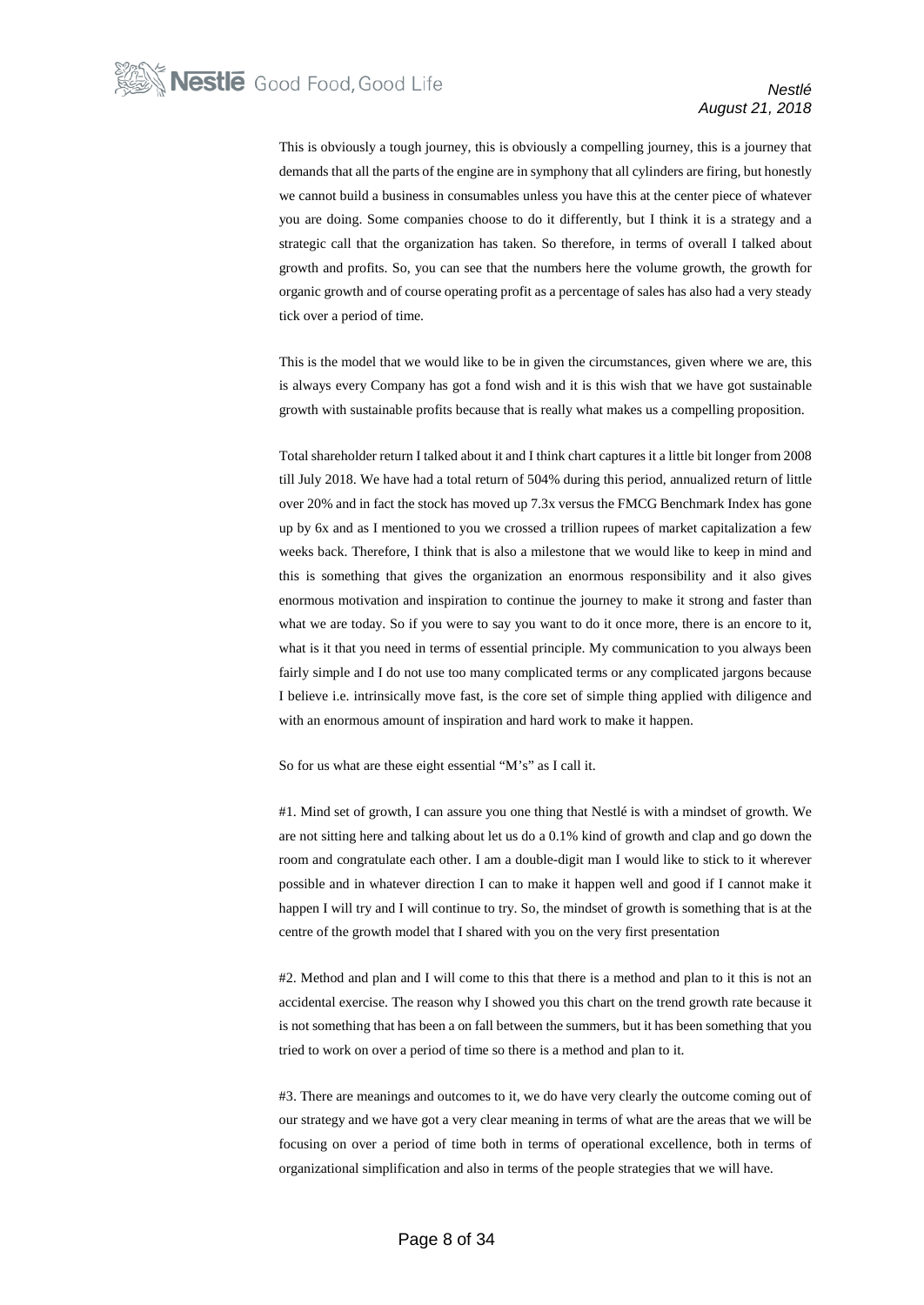This is obviously a tough journey, this is obviously a compelling journey, this is a journey that demands that all the parts of the engine are in symphony that all cylinders are firing, but honestly we cannot build a business in consumables unless you have this at the center piece of whatever you are doing. Some companies choose to do it differently, but I think it is a strategy and a strategic call that the organization has taken. So therefore, in terms of overall I talked about growth and profits. So, you can see that the numbers here the volume growth, the growth for organic growth and of course operating profit as a percentage of sales has also had a very steady tick over a period of time.

This is the model that we would like to be in given the circumstances, given where we are, this is always every Company has got a fond wish and it is this wish that we have got sustainable growth with sustainable profits because that is really what makes us a compelling proposition.

Total shareholder return I talked about it and I think chart captures it a little bit longer from 2008 till July 2018. We have had a total return of 504% during this period, annualized return of little over 20% and in fact the stock has moved up 7.3x versus the FMCG Benchmark Index has gone up by 6x and as I mentioned to you we crossed a trillion rupees of market capitalization a few weeks back. Therefore, I think that is also a milestone that we would like to keep in mind and this is something that gives the organization an enormous responsibility and it also gives enormous motivation and inspiration to continue the journey to make it strong and faster than what we are today. So if you were to say you want to do it once more, there is an encore to it, what is it that you need in terms of essential principle. My communication to you always been fairly simple and I do not use too many complicated terms or any complicated jargons because I believe i.e. intrinsically move fast, is the core set of simple thing applied with diligence and with an enormous amount of inspiration and hard work to make it happen.

So for us what are these eight essential "M's" as I call it.

#1. Mind set of growth, I can assure you one thing that Nestlé is with a mindset of growth. We are not sitting here and talking about let us do a 0.1% kind of growth and clap and go down the room and congratulate each other. I am a double-digit man I would like to stick to it wherever possible and in whatever direction I can to make it happen well and good if I cannot make it happen I will try and I will continue to try. So, the mindset of growth is something that is at the centre of the growth model that I shared with you on the very first presentation

#2. Method and plan and I will come to this that there is a method and plan to it this is not an accidental exercise. The reason why I showed you this chart on the trend growth rate because it is not something that has been a on fall between the summers, but it has been something that you tried to work on over a period of time so there is a method and plan to it.

#3. There are meanings and outcomes to it, we do have very clearly the outcome coming out of our strategy and we have got a very clear meaning in terms of what are the areas that we will be focusing on over a period of time both in terms of operational excellence, both in terms of organizational simplification and also in terms of the people strategies that we will have.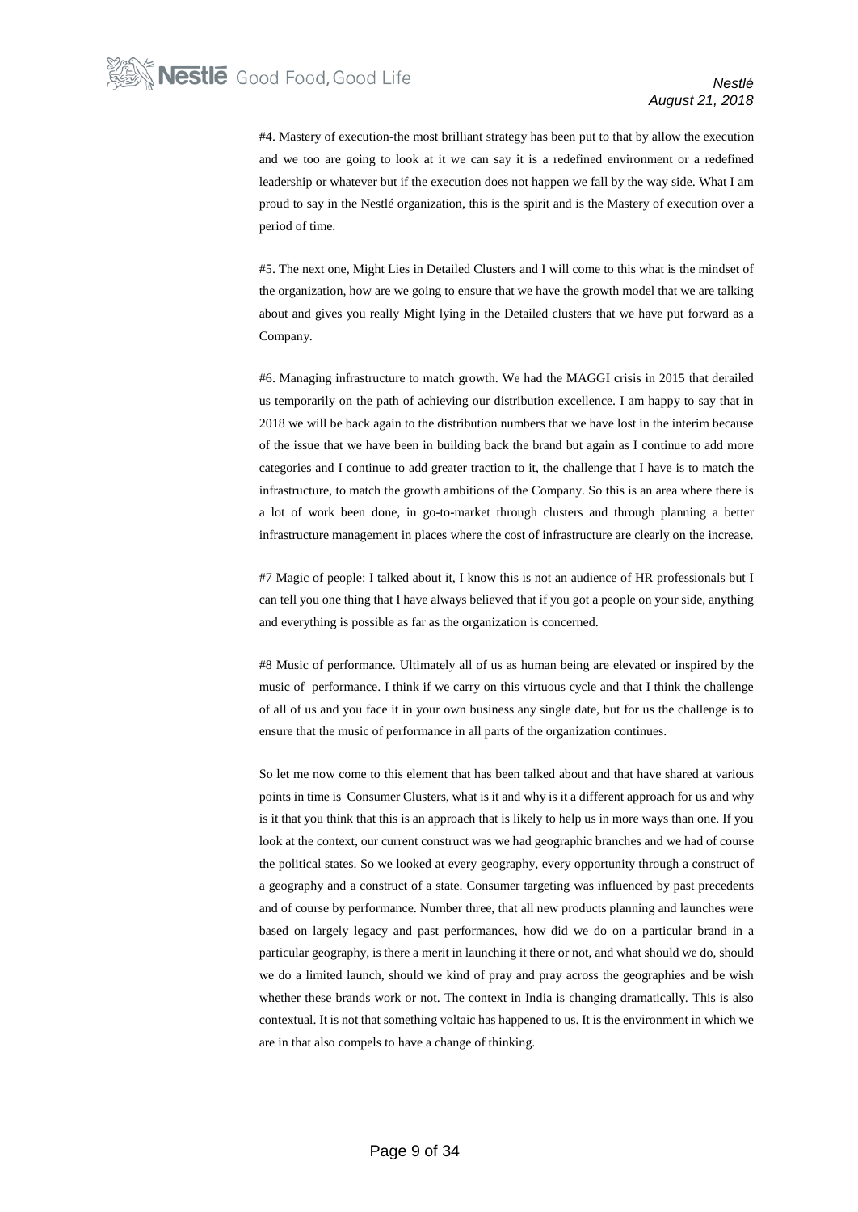#4. Mastery of execution-the most brilliant strategy has been put to that by allow the execution and we too are going to look at it we can say it is a redefined environment or a redefined leadership or whatever but if the execution does not happen we fall by the way side. What I am proud to say in the Nestlé organization, this is the spirit and is the Mastery of execution over a period of time.

#5. The next one, Might Lies in Detailed Clusters and I will come to this what is the mindset of the organization, how are we going to ensure that we have the growth model that we are talking about and gives you really Might lying in the Detailed clusters that we have put forward as a Company.

#6. Managing infrastructure to match growth. We had the MAGGI crisis in 2015 that derailed us temporarily on the path of achieving our distribution excellence. I am happy to say that in 2018 we will be back again to the distribution numbers that we have lost in the interim because of the issue that we have been in building back the brand but again as I continue to add more categories and I continue to add greater traction to it, the challenge that I have is to match the infrastructure, to match the growth ambitions of the Company. So this is an area where there is a lot of work been done, in go-to-market through clusters and through planning a better infrastructure management in places where the cost of infrastructure are clearly on the increase.

#7 Magic of people: I talked about it, I know this is not an audience of HR professionals but I can tell you one thing that I have always believed that if you got a people on your side, anything and everything is possible as far as the organization is concerned.

#8 Music of performance. Ultimately all of us as human being are elevated or inspired by the music of performance. I think if we carry on this virtuous cycle and that I think the challenge of all of us and you face it in your own business any single date, but for us the challenge is to ensure that the music of performance in all parts of the organization continues.

So let me now come to this element that has been talked about and that have shared at various points in time is Consumer Clusters, what is it and why is it a different approach for us and why is it that you think that this is an approach that is likely to help us in more ways than one. If you look at the context, our current construct was we had geographic branches and we had of course the political states. So we looked at every geography, every opportunity through a construct of a geography and a construct of a state. Consumer targeting was influenced by past precedents and of course by performance. Number three, that all new products planning and launches were based on largely legacy and past performances, how did we do on a particular brand in a particular geography, is there a merit in launching it there or not, and what should we do, should we do a limited launch, should we kind of pray and pray across the geographies and be wish whether these brands work or not. The context in India is changing dramatically. This is also contextual. It is not that something voltaic has happened to us. It is the environment in which we are in that also compels to have a change of thinking.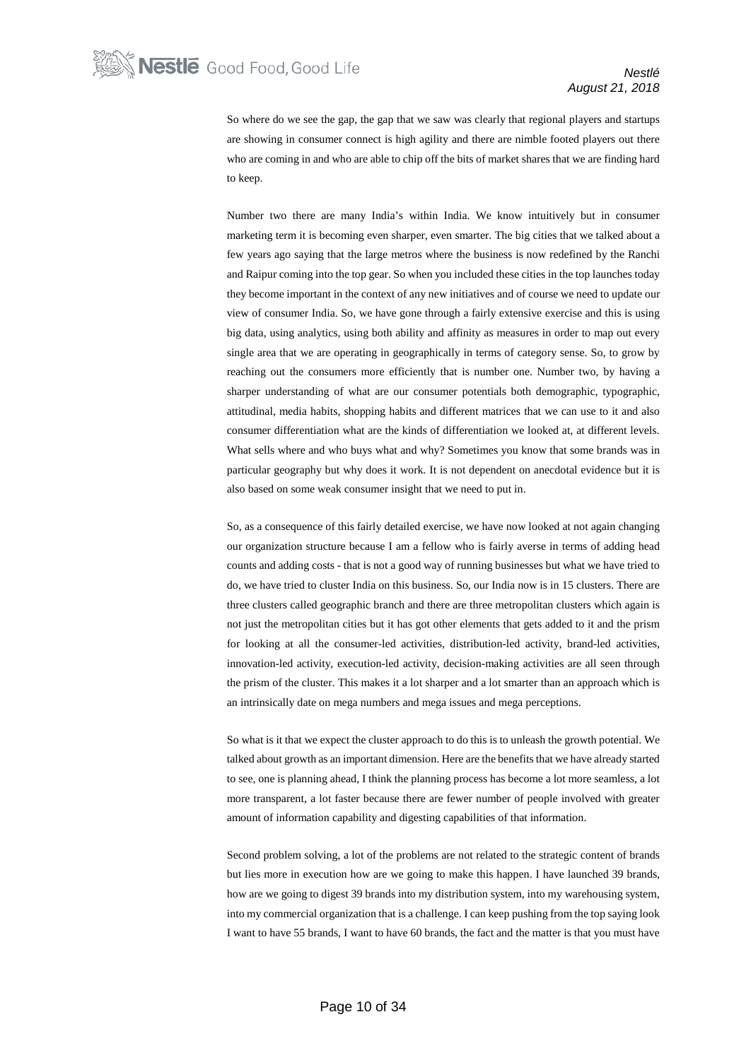So where do we see the gap, the gap that we saw was clearly that regional players and startups are showing in consumer connect is high agility and there are nimble footed players out there who are coming in and who are able to chip off the bits of market shares that we are finding hard to keep.

Number two there are many India's within India. We know intuitively but in consumer marketing term it is becoming even sharper, even smarter. The big cities that we talked about a few years ago saying that the large metros where the business is now redefined by the Ranchi and Raipur coming into the top gear. So when you included these cities in the top launches today they become important in the context of any new initiatives and of course we need to update our view of consumer India. So, we have gone through a fairly extensive exercise and this is using big data, using analytics, using both ability and affinity as measures in order to map out every single area that we are operating in geographically in terms of category sense. So, to grow by reaching out the consumers more efficiently that is number one. Number two, by having a sharper understanding of what are our consumer potentials both demographic, typographic, attitudinal, media habits, shopping habits and different matrices that we can use to it and also consumer differentiation what are the kinds of differentiation we looked at, at different levels. What sells where and who buys what and why? Sometimes you know that some brands was in particular geography but why does it work. It is not dependent on anecdotal evidence but it is also based on some weak consumer insight that we need to put in.

So, as a consequence of this fairly detailed exercise, we have now looked at not again changing our organization structure because I am a fellow who is fairly averse in terms of adding head counts and adding costs - that is not a good way of running businesses but what we have tried to do, we have tried to cluster India on this business. So, our India now is in 15 clusters. There are three clusters called geographic branch and there are three metropolitan clusters which again is not just the metropolitan cities but it has got other elements that gets added to it and the prism for looking at all the consumer-led activities, distribution-led activity, brand-led activities, innovation-led activity, execution-led activity, decision-making activities are all seen through the prism of the cluster. This makes it a lot sharper and a lot smarter than an approach which is an intrinsically date on mega numbers and mega issues and mega perceptions.

So what is it that we expect the cluster approach to do this is to unleash the growth potential. We talked about growth as an important dimension. Here are the benefits that we have already started to see, one is planning ahead, I think the planning process has become a lot more seamless, a lot more transparent, a lot faster because there are fewer number of people involved with greater amount of information capability and digesting capabilities of that information.

Second problem solving, a lot of the problems are not related to the strategic content of brands but lies more in execution how are we going to make this happen. I have launched 39 brands, how are we going to digest 39 brands into my distribution system, into my warehousing system, into my commercial organization that is a challenge. I can keep pushing from the top saying look I want to have 55 brands, I want to have 60 brands, the fact and the matter is that you must have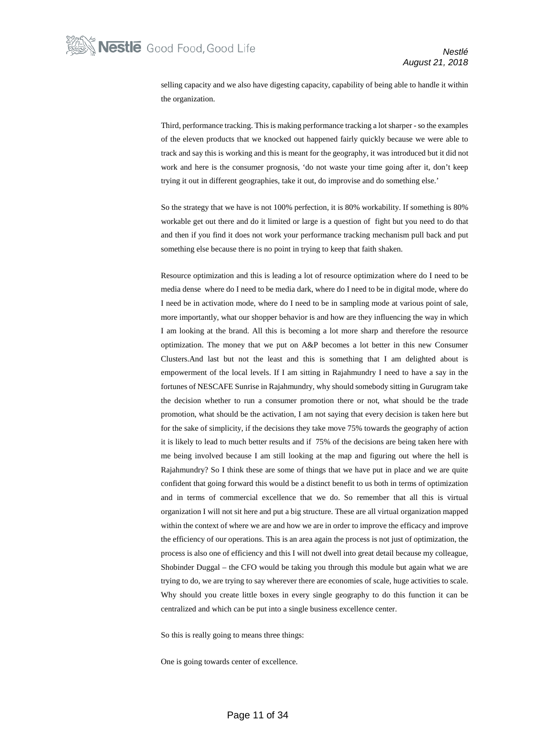selling capacity and we also have digesting capacity, capability of being able to handle it within the organization.

Third, performance tracking. This is making performance tracking a lot sharper - so the examples of the eleven products that we knocked out happened fairly quickly because we were able to track and say this is working and this is meant for the geography, it was introduced but it did not work and here is the consumer prognosis, 'do not waste your time going after it, don't keep trying it out in different geographies, take it out, do improvise and do something else.'

So the strategy that we have is not 100% perfection, it is 80% workability. If something is 80% workable get out there and do it limited or large is a question of fight but you need to do that and then if you find it does not work your performance tracking mechanism pull back and put something else because there is no point in trying to keep that faith shaken.

Resource optimization and this is leading a lot of resource optimization where do I need to be media dense where do I need to be media dark, where do I need to be in digital mode, where do I need be in activation mode, where do I need to be in sampling mode at various point of sale, more importantly, what our shopper behavior is and how are they influencing the way in which I am looking at the brand. All this is becoming a lot more sharp and therefore the resource optimization. The money that we put on A&P becomes a lot better in this new Consumer Clusters.And last but not the least and this is something that I am delighted about is empowerment of the local levels. If I am sitting in Rajahmundry I need to have a say in the fortunes of NESCAFE Sunrise in Rajahmundry, why should somebody sitting in Gurugram take the decision whether to run a consumer promotion there or not, what should be the trade promotion, what should be the activation, I am not saying that every decision is taken here but for the sake of simplicity, if the decisions they take move 75% towards the geography of action it is likely to lead to much better results and if 75% of the decisions are being taken here with me being involved because I am still looking at the map and figuring out where the hell is Rajahmundry? So I think these are some of things that we have put in place and we are quite confident that going forward this would be a distinct benefit to us both in terms of optimization and in terms of commercial excellence that we do. So remember that all this is virtual organization I will not sit here and put a big structure. These are all virtual organization mapped within the context of where we are and how we are in order to improve the efficacy and improve the efficiency of our operations. This is an area again the process is not just of optimization, the process is also one of efficiency and this I will not dwell into great detail because my colleague, Shobinder Duggal – the CFO would be taking you through this module but again what we are trying to do, we are trying to say wherever there are economies of scale, huge activities to scale. Why should you create little boxes in every single geography to do this function it can be centralized and which can be put into a single business excellence center.

So this is really going to means three things:

One is going towards center of excellence.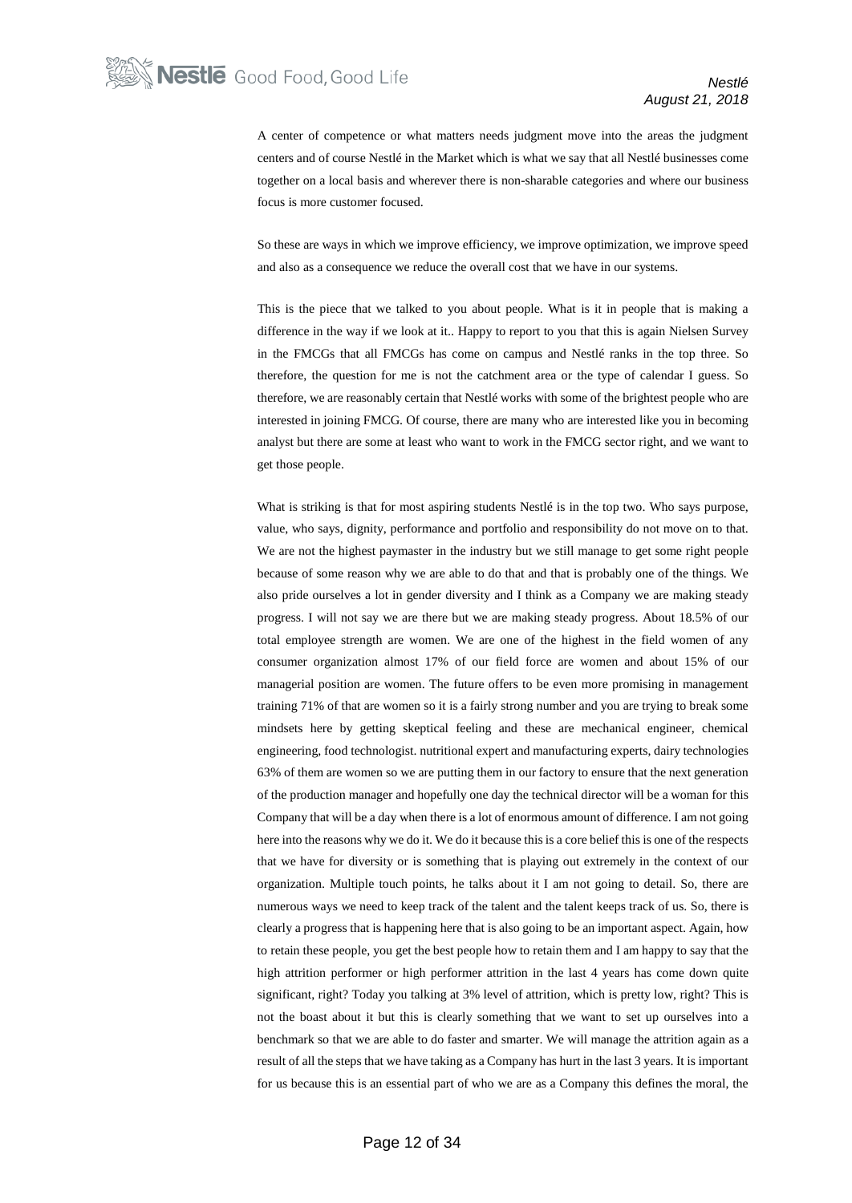A center of competence or what matters needs judgment move into the areas the judgment centers and of course Nestlé in the Market which is what we say that all Nestlé businesses come together on a local basis and wherever there is non-sharable categories and where our business focus is more customer focused.

So these are ways in which we improve efficiency, we improve optimization, we improve speed and also as a consequence we reduce the overall cost that we have in our systems.

This is the piece that we talked to you about people. What is it in people that is making a difference in the way if we look at it.. Happy to report to you that this is again Nielsen Survey in the FMCGs that all FMCGs has come on campus and Nestlé ranks in the top three. So therefore, the question for me is not the catchment area or the type of calendar I guess. So therefore, we are reasonably certain that Nestlé works with some of the brightest people who are interested in joining FMCG. Of course, there are many who are interested like you in becoming analyst but there are some at least who want to work in the FMCG sector right, and we want to get those people.

What is striking is that for most aspiring students Nestlé is in the top two. Who says purpose, value, who says, dignity, performance and portfolio and responsibility do not move on to that. We are not the highest paymaster in the industry but we still manage to get some right people because of some reason why we are able to do that and that is probably one of the things. We also pride ourselves a lot in gender diversity and I think as a Company we are making steady progress. I will not say we are there but we are making steady progress. About 18.5% of our total employee strength are women. We are one of the highest in the field women of any consumer organization almost 17% of our field force are women and about 15% of our managerial position are women. The future offers to be even more promising in management training 71% of that are women so it is a fairly strong number and you are trying to break some mindsets here by getting skeptical feeling and these are mechanical engineer, chemical engineering, food technologist. nutritional expert and manufacturing experts, dairy technologies 63% of them are women so we are putting them in our factory to ensure that the next generation of the production manager and hopefully one day the technical director will be a woman for this Company that will be a day when there is a lot of enormous amount of difference. I am not going here into the reasons why we do it. We do it because this is a core belief this is one of the respects that we have for diversity or is something that is playing out extremely in the context of our organization. Multiple touch points, he talks about it I am not going to detail. So, there are numerous ways we need to keep track of the talent and the talent keeps track of us. So, there is clearly a progress that is happening here that is also going to be an important aspect. Again, how to retain these people, you get the best people how to retain them and I am happy to say that the high attrition performer or high performer attrition in the last 4 years has come down quite significant, right? Today you talking at 3% level of attrition, which is pretty low, right? This is not the boast about it but this is clearly something that we want to set up ourselves into a benchmark so that we are able to do faster and smarter. We will manage the attrition again as a result of all the steps that we have taking as a Company has hurt in the last 3 years. It is important for us because this is an essential part of who we are as a Company this defines the moral, the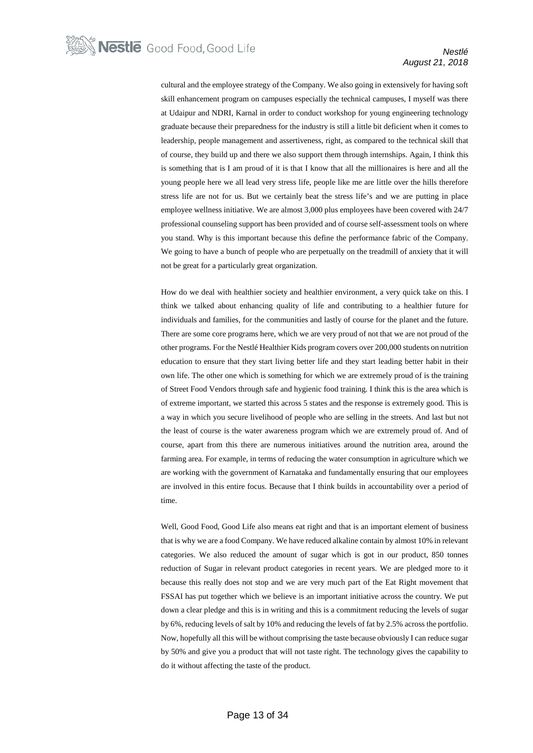cultural and the employee strategy of the Company. We also going in extensively for having soft skill enhancement program on campuses especially the technical campuses, I myself was there at Udaipur and NDRI, Karnal in order to conduct workshop for young engineering technology graduate because their preparedness for the industry is still a little bit deficient when it comes to leadership, people management and assertiveness, right, as compared to the technical skill that of course, they build up and there we also support them through internships. Again, I think this is something that is I am proud of it is that I know that all the millionaires is here and all the young people here we all lead very stress life, people like me are little over the hills therefore stress life are not for us. But we certainly beat the stress life's and we are putting in place employee wellness initiative. We are almost 3,000 plus employees have been covered with 24/7 professional counseling support has been provided and of course self-assessment tools on where you stand. Why is this important because this define the performance fabric of the Company. We going to have a bunch of people who are perpetually on the treadmill of anxiety that it will not be great for a particularly great organization.

How do we deal with healthier society and healthier environment, a very quick take on this. I think we talked about enhancing quality of life and contributing to a healthier future for individuals and families, for the communities and lastly of course for the planet and the future. There are some core programs here, which we are very proud of not that we are not proud of the other programs. For the Nestlé Healthier Kids program covers over 200,000 students on nutrition education to ensure that they start living better life and they start leading better habit in their own life. The other one which is something for which we are extremely proud of is the training of Street Food Vendors through safe and hygienic food training. I think this is the area which is of extreme important, we started this across 5 states and the response is extremely good. This is a way in which you secure livelihood of people who are selling in the streets. And last but not the least of course is the water awareness program which we are extremely proud of. And of course, apart from this there are numerous initiatives around the nutrition area, around the farming area. For example, in terms of reducing the water consumption in agriculture which we are working with the government of Karnataka and fundamentally ensuring that our employees are involved in this entire focus. Because that I think builds in accountability over a period of time.

Well, Good Food, Good Life also means eat right and that is an important element of business that is why we are a food Company. We have reduced alkaline contain by almost 10% in relevant categories. We also reduced the amount of sugar which is got in our product, 850 tonnes reduction of Sugar in relevant product categories in recent years. We are pledged more to it because this really does not stop and we are very much part of the Eat Right movement that FSSAI has put together which we believe is an important initiative across the country. We put down a clear pledge and this is in writing and this is a commitment reducing the levels of sugar by 6%, reducing levels of salt by 10% and reducing the levels of fat by 2.5% across the portfolio. Now, hopefully all this will be without comprising the taste because obviously I can reduce sugar by 50% and give you a product that will not taste right. The technology gives the capability to do it without affecting the taste of the product.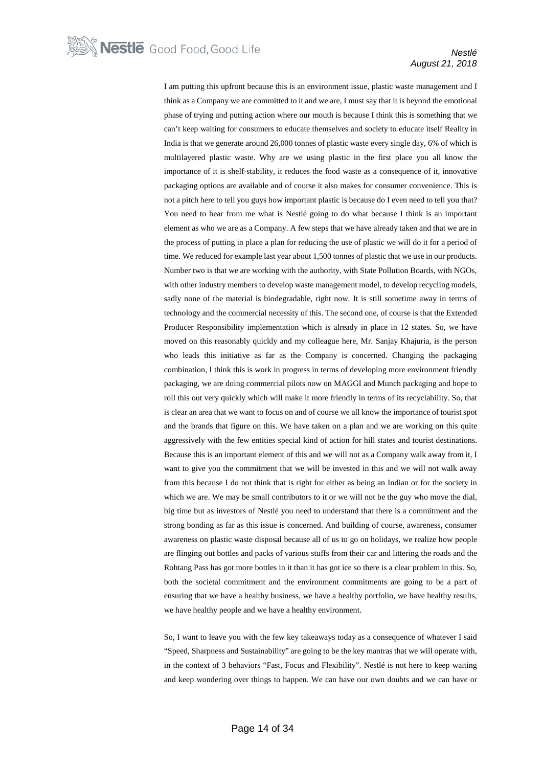I am putting this upfront because this is an environment issue, plastic waste management and I think as a Company we are committed to it and we are, I must say that it is beyond the emotional phase of trying and putting action where our mouth is because I think this is something that we can't keep waiting for consumers to educate themselves and society to educate itself Reality in India is that we generate around 26,000 tonnes of plastic waste every single day, 6% of which is multilayered plastic waste. Why are we using plastic in the first place you all know the importance of it is shelf-stability, it reduces the food waste as a consequence of it, innovative packaging options are available and of course it also makes for consumer convenience. This is not a pitch here to tell you guys how important plastic is because do I even need to tell you that? You need to hear from me what is Nestlé going to do what because I think is an important element as who we are as a Company. A few steps that we have already taken and that we are in the process of putting in place a plan for reducing the use of plastic we will do it for a period of time. We reduced for example last year about 1,500 tonnes of plastic that we use in our products. Number two is that we are working with the authority, with State Pollution Boards, with NGOs, with other industry members to develop waste management model, to develop recycling models, sadly none of the material is biodegradable, right now. It is still sometime away in terms of technology and the commercial necessity of this. The second one, of course is that the Extended Producer Responsibility implementation which is already in place in 12 states. So, we have moved on this reasonably quickly and my colleague here, Mr. Sanjay Khajuria, is the person who leads this initiative as far as the Company is concerned. Changing the packaging combination, I think this is work in progress in terms of developing more environment friendly packaging, we are doing commercial pilots now on MAGGI and Munch packaging and hope to roll this out very quickly which will make it more friendly in terms of its recyclability. So, that is clear an area that we want to focus on and of course we all know the importance of tourist spot and the brands that figure on this. We have taken on a plan and we are working on this quite aggressively with the few entities special kind of action for hill states and tourist destinations. Because this is an important element of this and we will not as a Company walk away from it, I want to give you the commitment that we will be invested in this and we will not walk away from this because I do not think that is right for either as being an Indian or for the society in which we are. We may be small contributors to it or we will not be the guy who move the dial, big time but as investors of Nestlé you need to understand that there is a commitment and the strong bonding as far as this issue is concerned. And building of course, awareness, consumer awareness on plastic waste disposal because all of us to go on holidays, we realize how people are flinging out bottles and packs of various stuffs from their car and littering the roads and the Rohtang Pass has got more bottles in it than it has got ice so there is a clear problem in this. So, both the societal commitment and the environment commitments are going to be a part of ensuring that we have a healthy business, we have a healthy portfolio, we have healthy results, we have healthy people and we have a healthy environment.

So, I want to leave you with the few key takeaways today as a consequence of whatever I said "Speed, Sharpness and Sustainability" are going to be the key mantras that we will operate with, in the context of 3 behaviors "Fast, Focus and Flexibility". Nestlé is not here to keep waiting and keep wondering over things to happen. We can have our own doubts and we can have or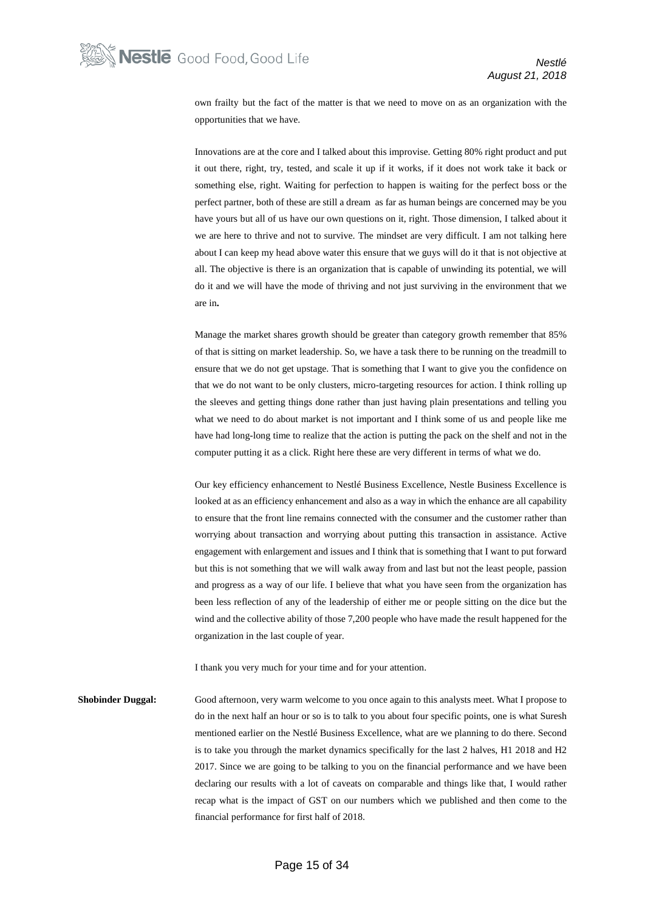own frailty but the fact of the matter is that we need to move on as an organization with the opportunities that we have.

Innovations are at the core and I talked about this improvise. Getting 80% right product and put it out there, right, try, tested, and scale it up if it works, if it does not work take it back or something else, right. Waiting for perfection to happen is waiting for the perfect boss or the perfect partner, both of these are still a dream as far as human beings are concerned may be you have yours but all of us have our own questions on it, right. Those dimension, I talked about it we are here to thrive and not to survive. The mindset are very difficult. I am not talking here about I can keep my head above water this ensure that we guys will do it that is not objective at all. The objective is there is an organization that is capable of unwinding its potential, we will do it and we will have the mode of thriving and not just surviving in the environment that we are in**.**

Manage the market shares growth should be greater than category growth remember that 85% of that is sitting on market leadership. So, we have a task there to be running on the treadmill to ensure that we do not get upstage. That is something that I want to give you the confidence on that we do not want to be only clusters, micro-targeting resources for action. I think rolling up the sleeves and getting things done rather than just having plain presentations and telling you what we need to do about market is not important and I think some of us and people like me have had long-long time to realize that the action is putting the pack on the shelf and not in the computer putting it as a click. Right here these are very different in terms of what we do.

Our key efficiency enhancement to Nestlé Business Excellence, Nestle Business Excellence is looked at as an efficiency enhancement and also as a way in which the enhance are all capability to ensure that the front line remains connected with the consumer and the customer rather than worrying about transaction and worrying about putting this transaction in assistance. Active engagement with enlargement and issues and I think that is something that I want to put forward but this is not something that we will walk away from and last but not the least people, passion and progress as a way of our life. I believe that what you have seen from the organization has been less reflection of any of the leadership of either me or people sitting on the dice but the wind and the collective ability of those 7,200 people who have made the result happened for the organization in the last couple of year.

I thank you very much for your time and for your attention.

**Shobinder Duggal:** Good afternoon, very warm welcome to you once again to this analysts meet. What I propose to do in the next half an hour or so is to talk to you about four specific points, one is what Suresh mentioned earlier on the Nestlé Business Excellence, what are we planning to do there. Second is to take you through the market dynamics specifically for the last 2 halves, H1 2018 and H2 2017. Since we are going to be talking to you on the financial performance and we have been declaring our results with a lot of caveats on comparable and things like that, I would rather recap what is the impact of GST on our numbers which we published and then come to the financial performance for first half of 2018.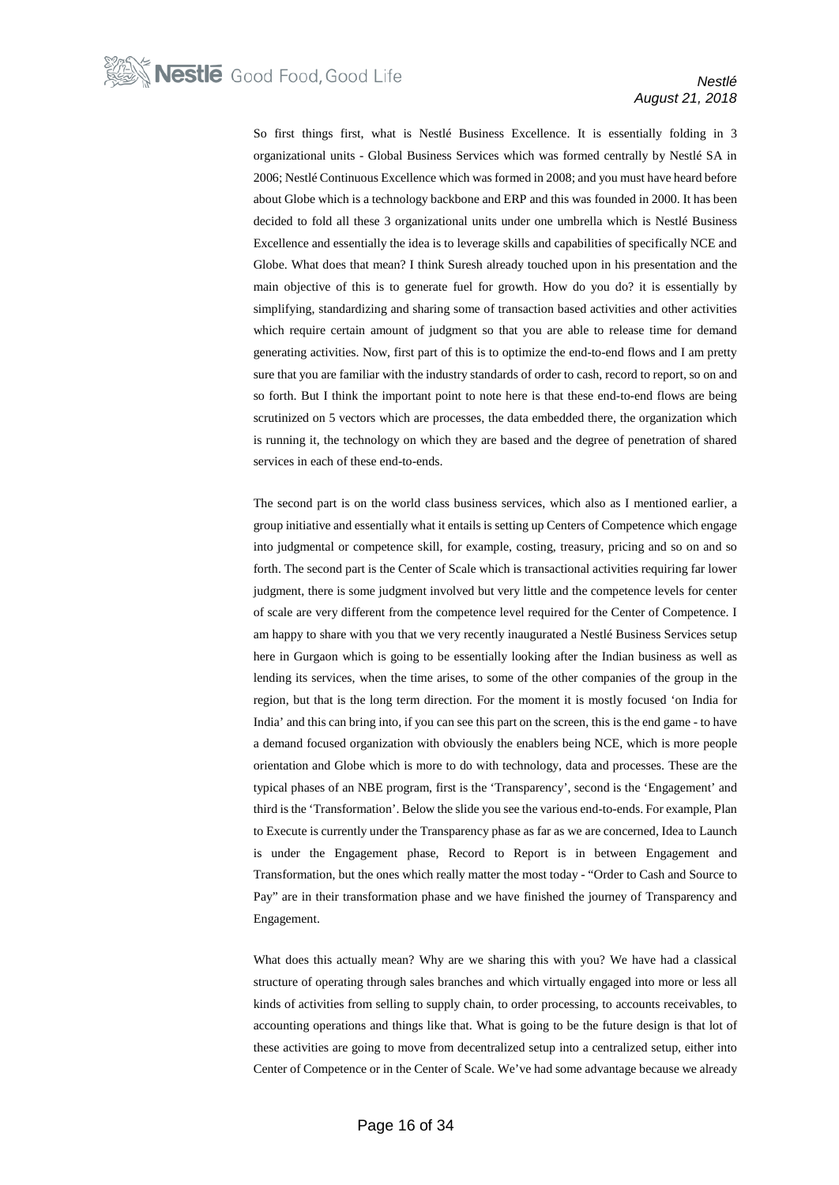So first things first, what is Nestlé Business Excellence. It is essentially folding in 3 organizational units - Global Business Services which was formed centrally by Nestlé SA in 2006; Nestlé Continuous Excellence which was formed in 2008; and you must have heard before about Globe which is a technology backbone and ERP and this was founded in 2000. It has been decided to fold all these 3 organizational units under one umbrella which is Nestlé Business Excellence and essentially the idea is to leverage skills and capabilities of specifically NCE and Globe. What does that mean? I think Suresh already touched upon in his presentation and the main objective of this is to generate fuel for growth. How do you do? it is essentially by simplifying, standardizing and sharing some of transaction based activities and other activities which require certain amount of judgment so that you are able to release time for demand generating activities. Now, first part of this is to optimize the end-to-end flows and I am pretty sure that you are familiar with the industry standards of order to cash, record to report, so on and so forth. But I think the important point to note here is that these end-to-end flows are being scrutinized on 5 vectors which are processes, the data embedded there, the organization which is running it, the technology on which they are based and the degree of penetration of shared services in each of these end-to-ends.

The second part is on the world class business services, which also as I mentioned earlier, a group initiative and essentially what it entails is setting up Centers of Competence which engage into judgmental or competence skill, for example, costing, treasury, pricing and so on and so forth. The second part is the Center of Scale which is transactional activities requiring far lower judgment, there is some judgment involved but very little and the competence levels for center of scale are very different from the competence level required for the Center of Competence. I am happy to share with you that we very recently inaugurated a Nestlé Business Services setup here in Gurgaon which is going to be essentially looking after the Indian business as well as lending its services, when the time arises, to some of the other companies of the group in the region, but that is the long term direction. For the moment it is mostly focused 'on India for India' and this can bring into, if you can see this part on the screen, this is the end game - to have a demand focused organization with obviously the enablers being NCE, which is more people orientation and Globe which is more to do with technology, data and processes. These are the typical phases of an NBE program, first is the 'Transparency', second is the 'Engagement' and third is the 'Transformation'. Below the slide you see the various end-to-ends. For example, Plan to Execute is currently under the Transparency phase as far as we are concerned, Idea to Launch is under the Engagement phase, Record to Report is in between Engagement and Transformation, but the ones which really matter the most today - "Order to Cash and Source to Pay" are in their transformation phase and we have finished the journey of Transparency and Engagement.

What does this actually mean? Why are we sharing this with you? We have had a classical structure of operating through sales branches and which virtually engaged into more or less all kinds of activities from selling to supply chain, to order processing, to accounts receivables, to accounting operations and things like that. What is going to be the future design is that lot of these activities are going to move from decentralized setup into a centralized setup, either into Center of Competence or in the Center of Scale. We've had some advantage because we already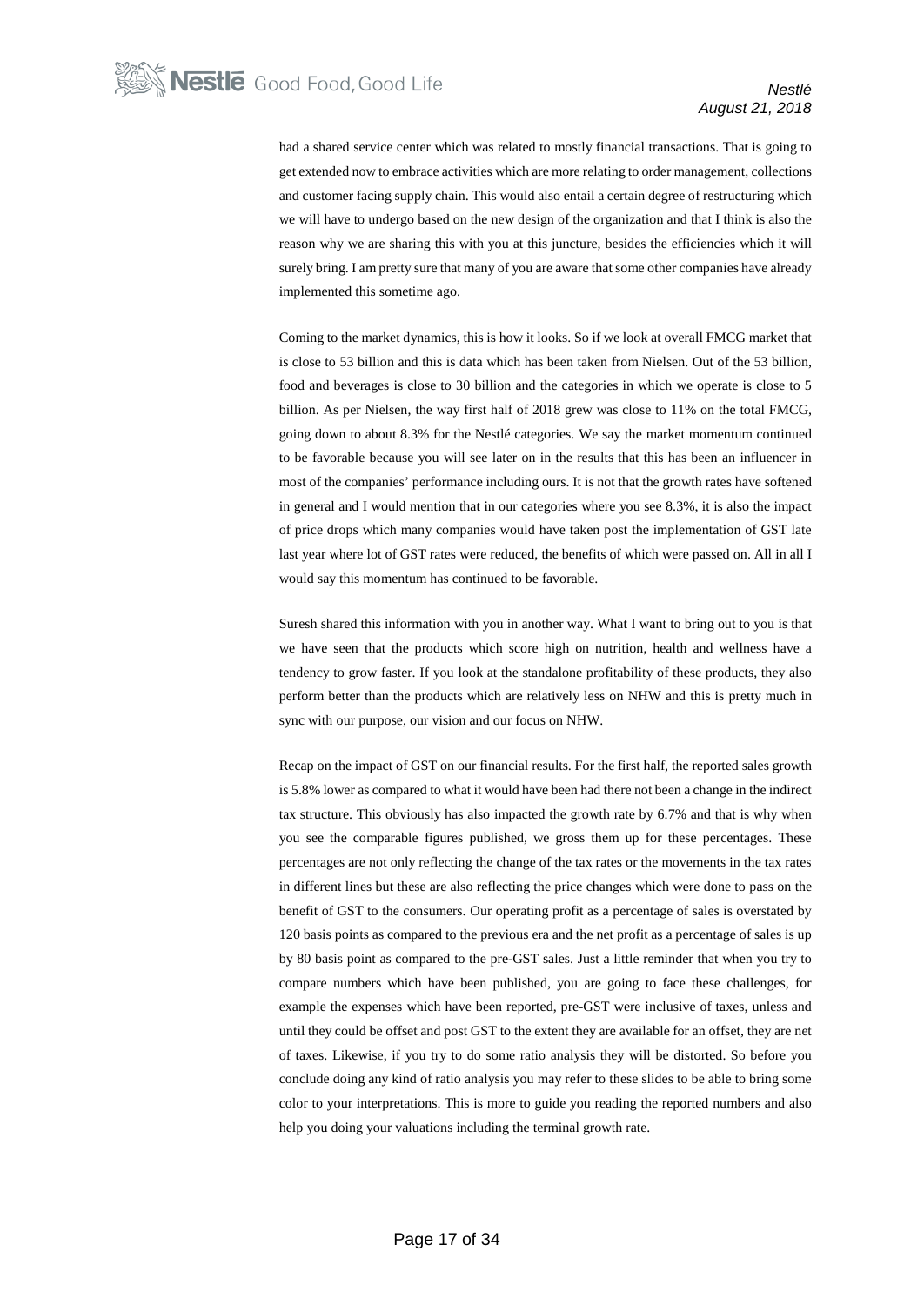had a shared service center which was related to mostly financial transactions. That is going to get extended now to embrace activities which are more relating to order management, collections and customer facing supply chain. This would also entail a certain degree of restructuring which we will have to undergo based on the new design of the organization and that I think is also the reason why we are sharing this with you at this juncture, besides the efficiencies which it will surely bring. I am pretty sure that many of you are aware that some other companies have already implemented this sometime ago.

Coming to the market dynamics, this is how it looks. So if we look at overall FMCG market that is close to 53 billion and this is data which has been taken from Nielsen. Out of the 53 billion, food and beverages is close to 30 billion and the categories in which we operate is close to 5 billion. As per Nielsen, the way first half of 2018 grew was close to 11% on the total FMCG, going down to about 8.3% for the Nestlé categories. We say the market momentum continued to be favorable because you will see later on in the results that this has been an influencer in most of the companies' performance including ours. It is not that the growth rates have softened in general and I would mention that in our categories where you see 8.3%, it is also the impact of price drops which many companies would have taken post the implementation of GST late last year where lot of GST rates were reduced, the benefits of which were passed on. All in all I would say this momentum has continued to be favorable.

Suresh shared this information with you in another way. What I want to bring out to you is that we have seen that the products which score high on nutrition, health and wellness have a tendency to grow faster. If you look at the standalone profitability of these products, they also perform better than the products which are relatively less on NHW and this is pretty much in sync with our purpose, our vision and our focus on NHW.

Recap on the impact of GST on our financial results. For the first half, the reported sales growth is 5.8% lower as compared to what it would have been had there not been a change in the indirect tax structure. This obviously has also impacted the growth rate by 6.7% and that is why when you see the comparable figures published, we gross them up for these percentages. These percentages are not only reflecting the change of the tax rates or the movements in the tax rates in different lines but these are also reflecting the price changes which were done to pass on the benefit of GST to the consumers. Our operating profit as a percentage of sales is overstated by 120 basis points as compared to the previous era and the net profit as a percentage of sales is up by 80 basis point as compared to the pre-GST sales. Just a little reminder that when you try to compare numbers which have been published, you are going to face these challenges, for example the expenses which have been reported, pre-GST were inclusive of taxes, unless and until they could be offset and post GST to the extent they are available for an offset, they are net of taxes. Likewise, if you try to do some ratio analysis they will be distorted. So before you conclude doing any kind of ratio analysis you may refer to these slides to be able to bring some color to your interpretations. This is more to guide you reading the reported numbers and also help you doing your valuations including the terminal growth rate.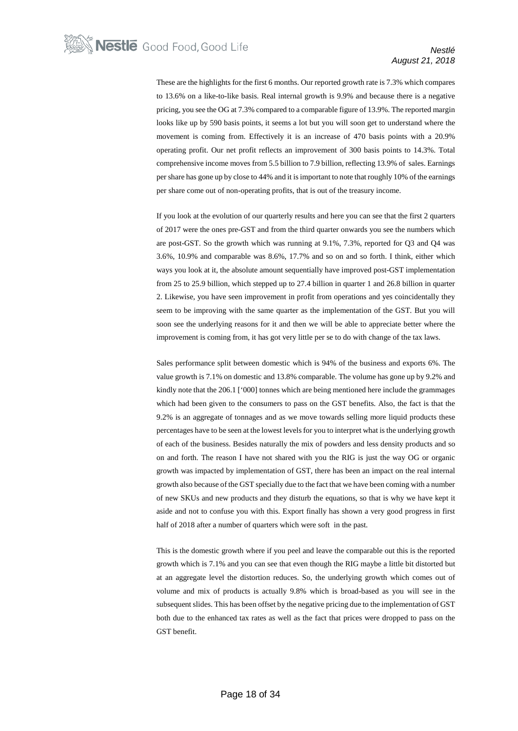These are the highlights for the first 6 months. Our reported growth rate is 7.3% which compares to 13.6% on a like-to-like basis. Real internal growth is 9.9% and because there is a negative pricing, you see the OG at 7.3% compared to a comparable figure of 13.9%. The reported margin looks like up by 590 basis points, it seems a lot but you will soon get to understand where the movement is coming from. Effectively it is an increase of 470 basis points with a 20.9% operating profit. Our net profit reflects an improvement of 300 basis points to 14.3%. Total comprehensive income moves from 5.5 billion to 7.9 billion, reflecting 13.9% of sales. Earnings per share has gone up by close to 44% and it is important to note that roughly 10% of the earnings per share come out of non-operating profits, that is out of the treasury income.

If you look at the evolution of our quarterly results and here you can see that the first 2 quarters of 2017 were the ones pre-GST and from the third quarter onwards you see the numbers which are post-GST. So the growth which was running at 9.1%, 7.3%, reported for Q3 and Q4 was 3.6%, 10.9% and comparable was 8.6%, 17.7% and so on and so forth. I think, either which ways you look at it, the absolute amount sequentially have improved post-GST implementation from 25 to 25.9 billion, which stepped up to 27.4 billion in quarter 1 and 26.8 billion in quarter 2. Likewise, you have seen improvement in profit from operations and yes coincidentally they seem to be improving with the same quarter as the implementation of the GST. But you will soon see the underlying reasons for it and then we will be able to appreciate better where the improvement is coming from, it has got very little per se to do with change of the tax laws.

Sales performance split between domestic which is 94% of the business and exports 6%. The value growth is 7.1% on domestic and 13.8% comparable. The volume has gone up by 9.2% and kindly note that the 206.1 ['000] tonnes which are being mentioned here include the grammages which had been given to the consumers to pass on the GST benefits. Also, the fact is that the 9.2% is an aggregate of tonnages and as we move towards selling more liquid products these percentages have to be seen at the lowest levels for you to interpret what is the underlying growth of each of the business. Besides naturally the mix of powders and less density products and so on and forth. The reason I have not shared with you the RIG is just the way OG or organic growth was impacted by implementation of GST, there has been an impact on the real internal growth also because of the GST specially due to the fact that we have been coming with a number of new SKUs and new products and they disturb the equations, so that is why we have kept it aside and not to confuse you with this. Export finally has shown a very good progress in first half of 2018 after a number of quarters which were soft in the past.

This is the domestic growth where if you peel and leave the comparable out this is the reported growth which is 7.1% and you can see that even though the RIG maybe a little bit distorted but at an aggregate level the distortion reduces. So, the underlying growth which comes out of volume and mix of products is actually 9.8% which is broad-based as you will see in the subsequent slides. This has been offset by the negative pricing due to the implementation of GST both due to the enhanced tax rates as well as the fact that prices were dropped to pass on the GST benefit.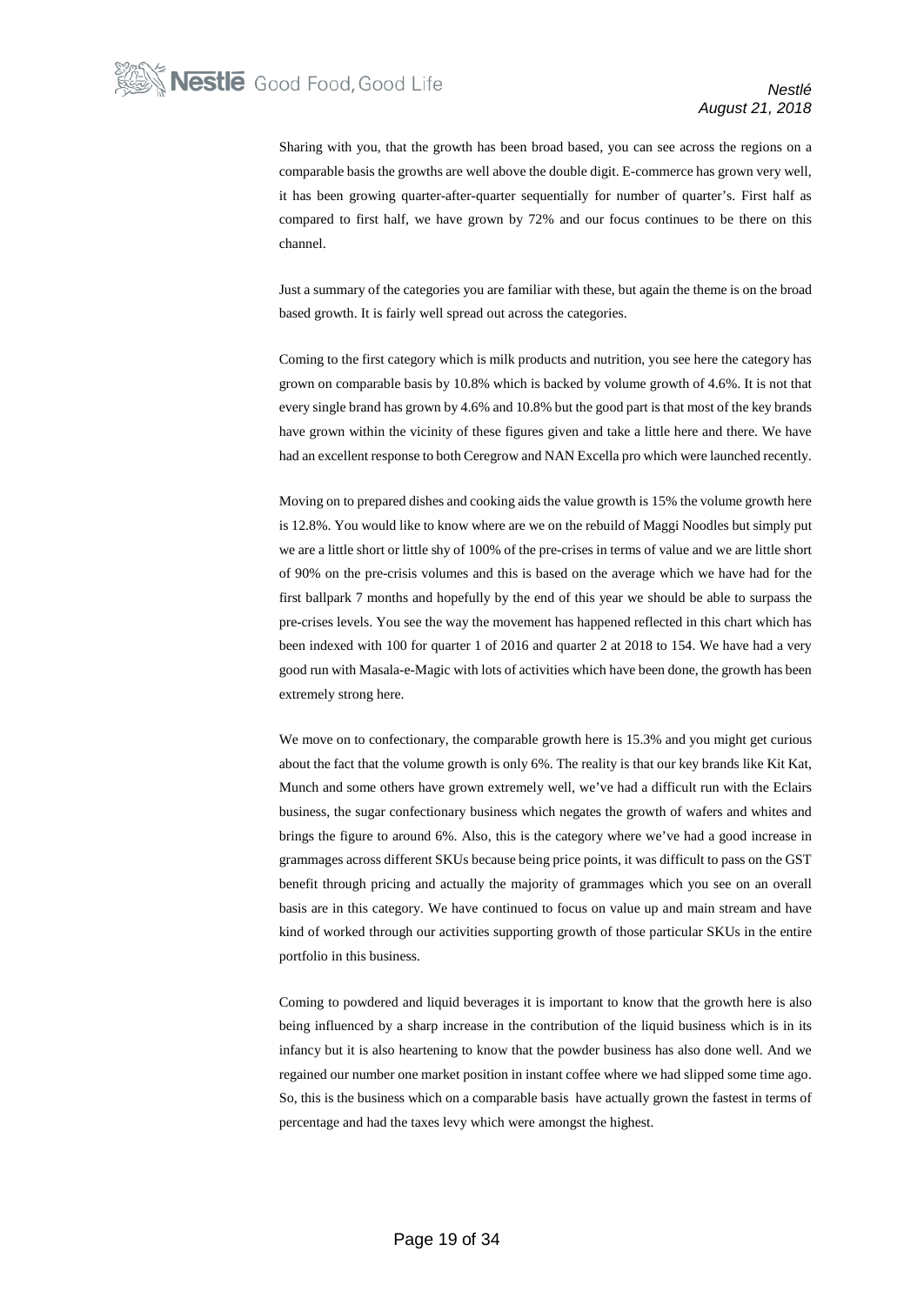Sharing with you, that the growth has been broad based, you can see across the regions on a comparable basis the growths are well above the double digit. E-commerce has grown very well, it has been growing quarter-after-quarter sequentially for number of quarter's. First half as compared to first half, we have grown by 72% and our focus continues to be there on this channel.

Just a summary of the categories you are familiar with these, but again the theme is on the broad based growth. It is fairly well spread out across the categories.

Coming to the first category which is milk products and nutrition, you see here the category has grown on comparable basis by 10.8% which is backed by volume growth of 4.6%. It is not that every single brand has grown by 4.6% and 10.8% but the good part is that most of the key brands have grown within the vicinity of these figures given and take a little here and there. We have had an excellent response to both Ceregrow and NAN Excella pro which were launched recently.

Moving on to prepared dishes and cooking aids the value growth is 15% the volume growth here is 12.8%. You would like to know where are we on the rebuild of Maggi Noodles but simply put we are a little short or little shy of 100% of the pre-crises in terms of value and we are little short of 90% on the pre-crisis volumes and this is based on the average which we have had for the first ballpark 7 months and hopefully by the end of this year we should be able to surpass the pre-crises levels. You see the way the movement has happened reflected in this chart which has been indexed with 100 for quarter 1 of 2016 and quarter 2 at 2018 to 154. We have had a very good run with Masala-e-Magic with lots of activities which have been done, the growth has been extremely strong here.

We move on to confectionary, the comparable growth here is 15.3% and you might get curious about the fact that the volume growth is only 6%. The reality is that our key brands like Kit Kat, Munch and some others have grown extremely well, we've had a difficult run with the Eclairs business, the sugar confectionary business which negates the growth of wafers and whites and brings the figure to around 6%. Also, this is the category where we've had a good increase in grammages across different SKUs because being price points, it was difficult to pass on the GST benefit through pricing and actually the majority of grammages which you see on an overall basis are in this category. We have continued to focus on value up and main stream and have kind of worked through our activities supporting growth of those particular SKUs in the entire portfolio in this business.

Coming to powdered and liquid beverages it is important to know that the growth here is also being influenced by a sharp increase in the contribution of the liquid business which is in its infancy but it is also heartening to know that the powder business has also done well. And we regained our number one market position in instant coffee where we had slipped some time ago. So, this is the business which on a comparable basis have actually grown the fastest in terms of percentage and had the taxes levy which were amongst the highest.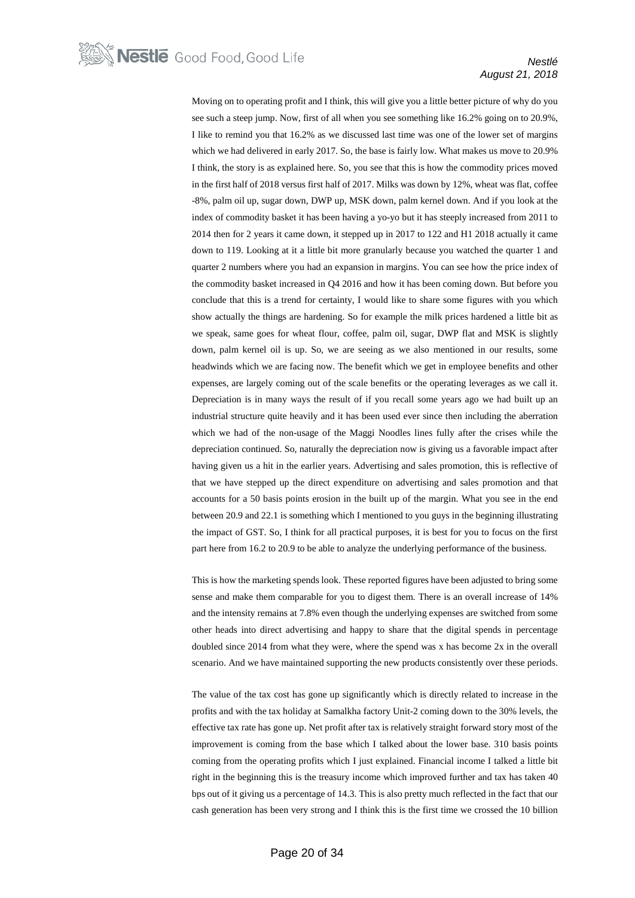Moving on to operating profit and I think, this will give you a little better picture of why do you see such a steep jump. Now, first of all when you see something like 16.2% going on to 20.9%, I like to remind you that 16.2% as we discussed last time was one of the lower set of margins which we had delivered in early 2017. So, the base is fairly low. What makes us move to 20.9% I think, the story is as explained here. So, you see that this is how the commodity prices moved in the first half of 2018 versus first half of 2017. Milks was down by 12%, wheat was flat, coffee -8%, palm oil up, sugar down, DWP up, MSK down, palm kernel down. And if you look at the index of commodity basket it has been having a yo-yo but it has steeply increased from 2011 to 2014 then for 2 years it came down, it stepped up in 2017 to 122 and H1 2018 actually it came down to 119. Looking at it a little bit more granularly because you watched the quarter 1 and quarter 2 numbers where you had an expansion in margins. You can see how the price index of the commodity basket increased in Q4 2016 and how it has been coming down. But before you conclude that this is a trend for certainty, I would like to share some figures with you which show actually the things are hardening. So for example the milk prices hardened a little bit as we speak, same goes for wheat flour, coffee, palm oil, sugar, DWP flat and MSK is slightly down, palm kernel oil is up. So, we are seeing as we also mentioned in our results, some headwinds which we are facing now. The benefit which we get in employee benefits and other expenses, are largely coming out of the scale benefits or the operating leverages as we call it. Depreciation is in many ways the result of if you recall some years ago we had built up an industrial structure quite heavily and it has been used ever since then including the aberration which we had of the non-usage of the Maggi Noodles lines fully after the crises while the depreciation continued. So, naturally the depreciation now is giving us a favorable impact after having given us a hit in the earlier years. Advertising and sales promotion, this is reflective of that we have stepped up the direct expenditure on advertising and sales promotion and that accounts for a 50 basis points erosion in the built up of the margin. What you see in the end between 20.9 and 22.1 is something which I mentioned to you guys in the beginning illustrating the impact of GST. So, I think for all practical purposes, it is best for you to focus on the first part here from 16.2 to 20.9 to be able to analyze the underlying performance of the business.

This is how the marketing spends look. These reported figures have been adjusted to bring some sense and make them comparable for you to digest them. There is an overall increase of 14% and the intensity remains at 7.8% even though the underlying expenses are switched from some other heads into direct advertising and happy to share that the digital spends in percentage doubled since 2014 from what they were, where the spend was x has become 2x in the overall scenario. And we have maintained supporting the new products consistently over these periods.

The value of the tax cost has gone up significantly which is directly related to increase in the profits and with the tax holiday at Samalkha factory Unit-2 coming down to the 30% levels, the effective tax rate has gone up. Net profit after tax is relatively straight forward story most of the improvement is coming from the base which I talked about the lower base. 310 basis points coming from the operating profits which I just explained. Financial income I talked a little bit right in the beginning this is the treasury income which improved further and tax has taken 40 bps out of it giving us a percentage of 14.3. This is also pretty much reflected in the fact that our cash generation has been very strong and I think this is the first time we crossed the 10 billion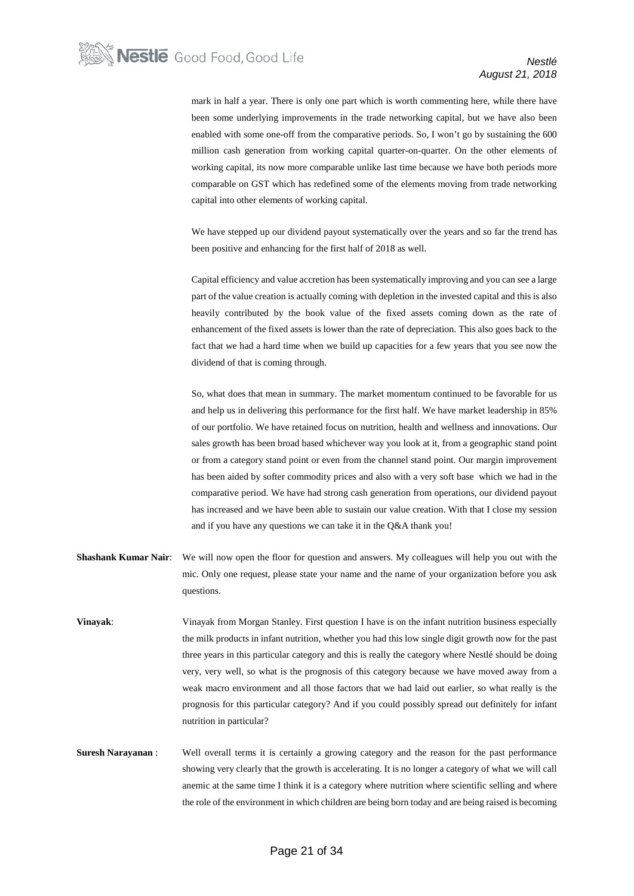mark in half a year. There is only one part which is worth commenting here, while there have been some underlying improvements in the trade networking capital, but we have also been enabled with some one-off from the comparative periods. So, I won't go by sustaining the 600 million cash generation from working capital quarter-on-quarter. On the other elements of working capital, its now more comparable unlike last time because we have both periods more comparable on GST which has redefined some of the elements moving from trade networking capital into other elements of working capital.

We have stepped up our dividend payout systematically over the years and so far the trend has been positive and enhancing for the first half of 2018 as well.

Capital efficiency and value accretion has been systematically improving and you can see a large part of the value creation is actually coming with depletion in the invested capital and this is also heavily contributed by the book value of the fixed assets coming down as the rate of enhancement of the fixed assets is lower than the rate of depreciation. This also goes back to the fact that we had a hard time when we build up capacities for a few years that you see now the dividend of that is coming through.

So, what does that mean in summary. The market momentum continued to be favorable for us and help us in delivering this performance for the first half. We have market leadership in 85% of our portfolio. We have retained focus on nutrition, health and wellness and innovations. Our sales growth has been broad based whichever way you look at it, from a geographic stand point or from a category stand point or even from the channel stand point. Our margin improvement has been aided by softer commodity prices and also with a very soft base which we had in the comparative period. We have had strong cash generation from operations, our dividend payout has increased and we have been able to sustain our value creation. With that I close my session and if you have any questions we can take it in the Q&A thank you!

**Shashank Kumar Nair**: We will now open the floor for question and answers. My colleagues will help you out with the mic. Only one request, please state your name and the name of your organization before you ask questions.

**Vinayak**: Vinayak from Morgan Stanley. First question I have is on the infant nutrition business especially the milk products in infant nutrition, whether you had this low single digit growth now for the past three years in this particular category and this is really the category where Nestlé should be doing very, very well, so what is the prognosis of this category because we have moved away from a weak macro environment and all those factors that we had laid out earlier, so what really is the prognosis for this particular category? And if you could possibly spread out definitely for infant nutrition in particular?

**Suresh Narayanan** : Well overall terms it is certainly a growing category and the reason for the past performance showing very clearly that the growth is accelerating. It is no longer a category of what we will call anemic at the same time I think it is a category where nutrition where scientific selling and where the role of the environment in which children are being born today and are being raised is becoming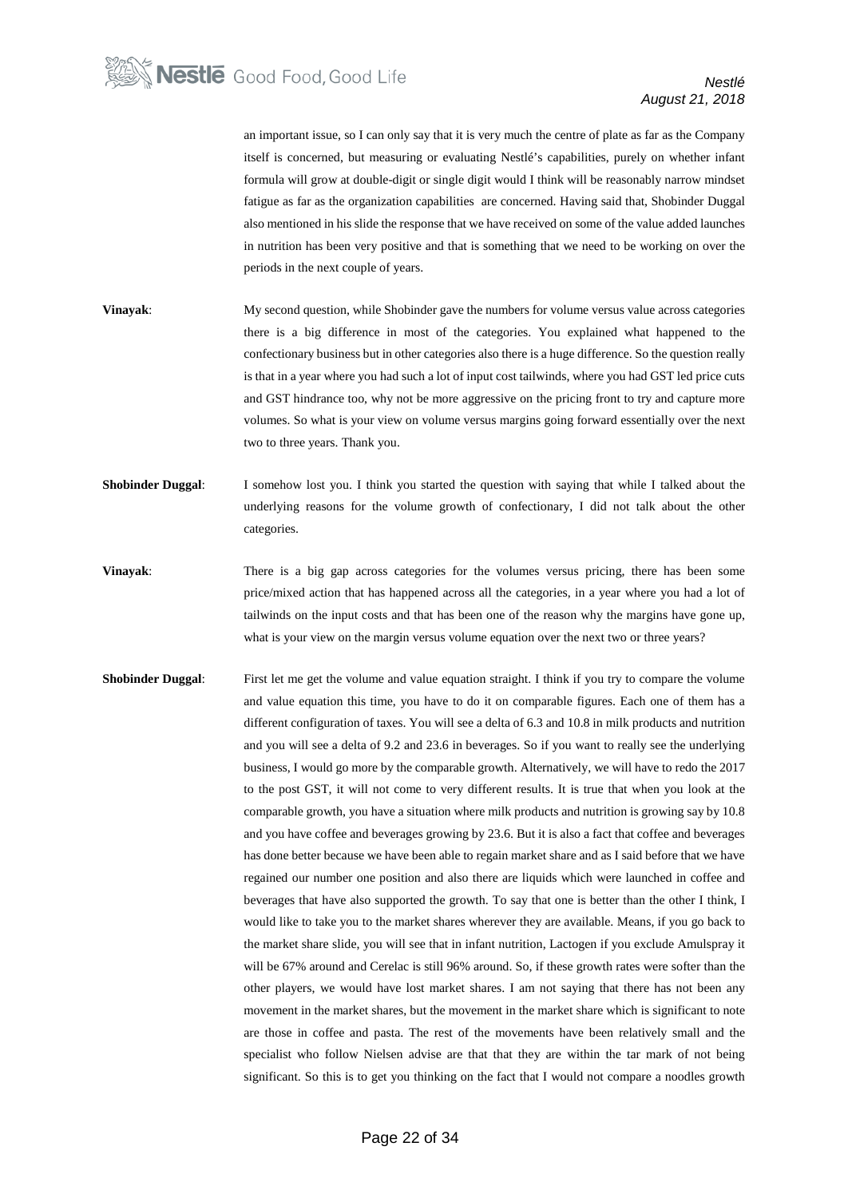an important issue, so I can only say that it is very much the centre of plate as far as the Company itself is concerned, but measuring or evaluating Nestlé's capabilities, purely on whether infant formula will grow at double-digit or single digit would I think will be reasonably narrow mindset fatigue as far as the organization capabilities are concerned. Having said that, Shobinder Duggal also mentioned in his slide the response that we have received on some of the value added launches in nutrition has been very positive and that is something that we need to be working on over the periods in the next couple of years.

**Vinayak**: My second question, while Shobinder gave the numbers for volume versus value across categories there is a big difference in most of the categories. You explained what happened to the confectionary business but in other categories also there is a huge difference. So the question really is that in a year where you had such a lot of input cost tailwinds, where you had GST led price cuts and GST hindrance too, why not be more aggressive on the pricing front to try and capture more volumes. So what is your view on volume versus margins going forward essentially over the next two to three years. Thank you.

**Shobinder Duggal**: I somehow lost you. I think you started the question with saying that while I talked about the underlying reasons for the volume growth of confectionary, I did not talk about the other categories.

**Vinayak**: There is a big gap across categories for the volumes versus pricing, there has been some price/mixed action that has happened across all the categories, in a year where you had a lot of tailwinds on the input costs and that has been one of the reason why the margins have gone up, what is your view on the margin versus volume equation over the next two or three years?

**Shobinder Duggal**: First let me get the volume and value equation straight. I think if you try to compare the volume and value equation this time, you have to do it on comparable figures. Each one of them has a different configuration of taxes. You will see a delta of 6.3 and 10.8 in milk products and nutrition and you will see a delta of 9.2 and 23.6 in beverages. So if you want to really see the underlying business, I would go more by the comparable growth. Alternatively, we will have to redo the 2017 to the post GST, it will not come to very different results. It is true that when you look at the comparable growth, you have a situation where milk products and nutrition is growing say by 10.8 and you have coffee and beverages growing by 23.6. But it is also a fact that coffee and beverages has done better because we have been able to regain market share and as I said before that we have regained our number one position and also there are liquids which were launched in coffee and beverages that have also supported the growth. To say that one is better than the other I think, I would like to take you to the market shares wherever they are available. Means, if you go back to the market share slide, you will see that in infant nutrition, Lactogen if you exclude Amulspray it will be 67% around and Cerelac is still 96% around. So, if these growth rates were softer than the other players, we would have lost market shares. I am not saying that there has not been any movement in the market shares, but the movement in the market share which is significant to note are those in coffee and pasta. The rest of the movements have been relatively small and the specialist who follow Nielsen advise are that that they are within the tar mark of not being significant. So this is to get you thinking on the fact that I would not compare a noodles growth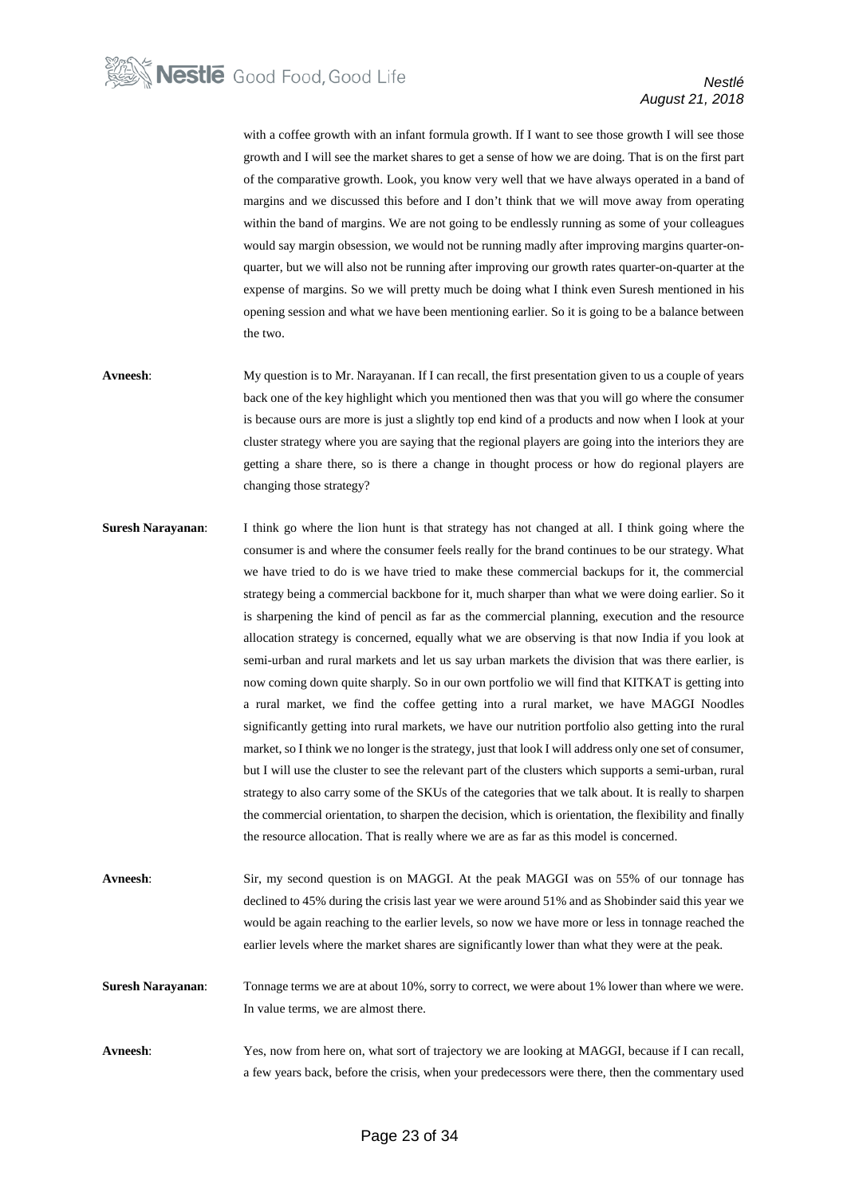with a coffee growth with an infant formula growth. If I want to see those growth I will see those growth and I will see the market shares to get a sense of how we are doing. That is on the first part of the comparative growth. Look, you know very well that we have always operated in a band of margins and we discussed this before and I don't think that we will move away from operating within the band of margins. We are not going to be endlessly running as some of your colleagues would say margin obsession, we would not be running madly after improving margins quarter-on-quarter, but we will also not be running after improving our growth rates quarter-on-quarter at the expense of margins. So we will pretty much be doing what I think even Suresh mentioned in his opening session and what we have been mentioning earlier. So it is going to be a balance between the two.

**Avneesh**: My question is to Mr. Narayanan. If I can recall, the first presentation given to us a couple of years back one of the key highlight which you mentioned then was that you will go where the consumer is because ours are more is just a slightly top end kind of a products and now when I look at your cluster strategy where you are saying that the regional players are going into the interiors they are getting a share there, so is there a change in thought process or how do regional players are changing those strategy?

**Suresh Narayanan**: I think go where the lion hunt is that strategy has not changed at all. I think going where the consumer is and where the consumer feels really for the brand continues to be our strategy. What we have tried to do is we have tried to make these commercial backups for it, the commercial strategy being a commercial backbone for it, much sharper than what we were doing earlier. So it is sharpening the kind of pencil as far as the commercial planning, execution and the resource allocation strategy is concerned, equally what we are observing is that now India if you look at semi-urban and rural markets and let us say urban markets the division that was there earlier, is now coming down quite sharply. So in our own portfolio we will find that KITKAT is getting into a rural market, we find the coffee getting into a rural market, we have MAGGI Noodles significantly getting into rural markets, we have our nutrition portfolio also getting into the rural market, so I think we no longer is the strategy, just that look I will address only one set of consumer, but I will use the cluster to see the relevant part of the clusters which supports a semi-urban, rural strategy to also carry some of the SKUs of the categories that we talk about. It is really to sharpen the commercial orientation, to sharpen the decision, which is orientation, the flexibility and finally the resource allocation. That is really where we are as far as this model is concerned.

**Avneesh**: Sir, my second question is on MAGGI. At the peak MAGGI was on 55% of our tonnage has declined to 45% during the crisis last year we were around 51% and as Shobinder said this year we would be again reaching to the earlier levels, so now we have more or less in tonnage reached the earlier levels where the market shares are significantly lower than what they were at the peak.

**Suresh Narayanan**: Tonnage terms we are at about 10%, sorry to correct, we were about 1% lower than where we were. In value terms, we are almost there.

**Avneesh**: Yes, now from here on, what sort of trajectory we are looking at MAGGI, because if I can recall, a few years back, before the crisis, when your predecessors were there, then the commentary used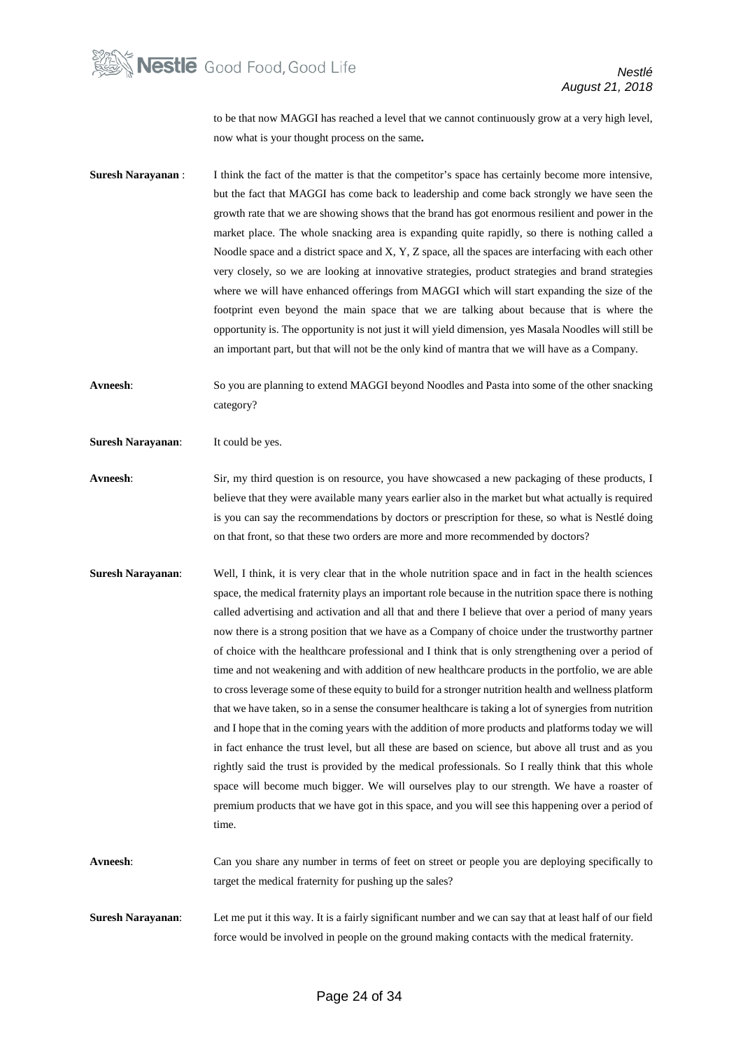to be that now MAGGI has reached a level that we cannot continuously grow at a very high level, now what is your thought process on the same**.**

**Suresh Narayanan** : I think the fact of the matter is that the competitor's space has certainly become more intensive, but the fact that MAGGI has come back to leadership and come back strongly we have seen the growth rate that we are showing shows that the brand has got enormous resilient and power in the market place. The whole snacking area is expanding quite rapidly, so there is nothing called a Noodle space and a district space and X, Y, Z space, all the spaces are interfacing with each other very closely, so we are looking at innovative strategies, product strategies and brand strategies where we will have enhanced offerings from MAGGI which will start expanding the size of the footprint even beyond the main space that we are talking about because that is where the opportunity is. The opportunity is not just it will yield dimension, yes Masala Noodles will still be an important part, but that will not be the only kind of mantra that we will have as a Company.

**Avneesh**: So you are planning to extend MAGGI beyond Noodles and Pasta into some of the other snacking category?

**Suresh Narayanan**: It could be yes.

**Avneesh**: Sir, my third question is on resource, you have showcased a new packaging of these products, I believe that they were available many years earlier also in the market but what actually is required is you can say the recommendations by doctors or prescription for these, so what is Nestlé doing on that front, so that these two orders are more and more recommended by doctors?

**Suresh Narayanan**: Well, I think, it is very clear that in the whole nutrition space and in fact in the health sciences space, the medical fraternity plays an important role because in the nutrition space there is nothing called advertising and activation and all that and there I believe that over a period of many years now there is a strong position that we have as a Company of choice under the trustworthy partner of choice with the healthcare professional and I think that is only strengthening over a period of time and not weakening and with addition of new healthcare products in the portfolio, we are able to cross leverage some of these equity to build for a stronger nutrition health and wellness platform that we have taken, so in a sense the consumer healthcare is taking a lot of synergies from nutrition and I hope that in the coming years with the addition of more products and platforms today we will in fact enhance the trust level, but all these are based on science, but above all trust and as you rightly said the trust is provided by the medical professionals. So I really think that this whole space will become much bigger. We will ourselves play to our strength. We have a roaster of premium products that we have got in this space, and you will see this happening over a period of time.

**Avneesh**: Can you share any number in terms of feet on street or people you are deploying specifically to target the medical fraternity for pushing up the sales?

**Suresh Narayanan**: Let me put it this way. It is a fairly significant number and we can say that at least half of our field force would be involved in people on the ground making contacts with the medical fraternity.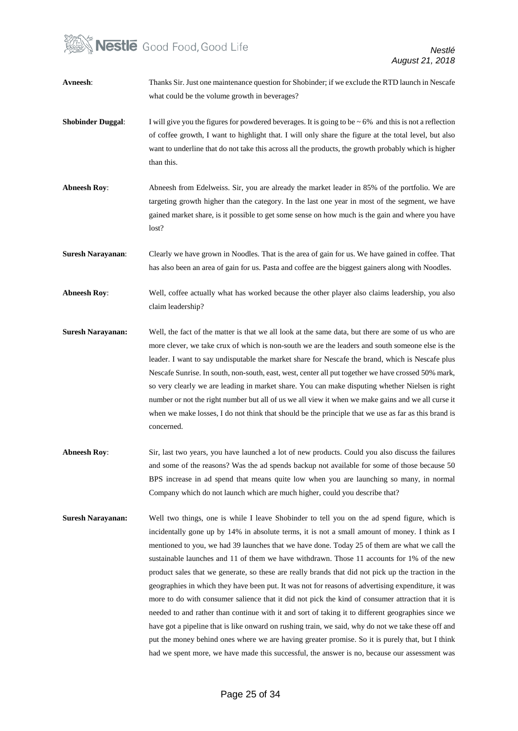**Avneesh**: Thanks Sir. Just one maintenance question for Shobinder; if we exclude the RTD launch in Nescafe what could be the volume growth in beverages?

**Shobinder Duggal**: I will give you the figures for powdered beverages. It is going to be ~ 6% and this is not a reflection of coffee growth, I want to highlight that. I will only share the figure at the total level, but also want to underline that do not take this across all the products, the growth probably which is higher than this.

**Abneesh Roy**: Abneesh from Edelweiss. Sir, you are already the market leader in 85% of the portfolio. We are targeting growth higher than the category. In the last one year in most of the segment, we have gained market share, is it possible to get some sense on how much is the gain and where you have lost?

**Suresh Narayanan**: Clearly we have grown in Noodles. That is the area of gain for us. We have gained in coffee. That has also been an area of gain for us. Pasta and coffee are the biggest gainers along with Noodles.

**Abneesh Roy**: Well, coffee actually what has worked because the other player also claims leadership, you also claim leadership?

**Suresh Narayanan:** Well, the fact of the matter is that we all look at the same data, but there are some of us who are more clever, we take crux of which is non-south we are the leaders and south someone else is the leader. I want to say undisputable the market share for Nescafe the brand, which is Nescafe plus Nescafe Sunrise. In south, non-south, east, west, center all put together we have crossed 50% mark, so very clearly we are leading in market share. You can make disputing whether Nielsen is right number or not the right number but all of us we all view it when we make gains and we all curse it when we make losses, I do not think that should be the principle that we use as far as this brand is concerned.

**Abneesh Roy**: Sir, last two years, you have launched a lot of new products. Could you also discuss the failures and some of the reasons? Was the ad spends backup not available for some of those because 50 BPS increase in ad spend that means quite low when you are launching so many, in normal Company which do not launch which are much higher, could you describe that?

**Suresh Narayanan:** Well two things, one is while I leave Shobinder to tell you on the ad spend figure, which is incidentally gone up by 14% in absolute terms, it is not a small amount of money. I think as I mentioned to you, we had 39 launches that we have done. Today 25 of them are what we call the sustainable launches and 11 of them we have withdrawn. Those 11 accounts for 1% of the new product sales that we generate, so these are really brands that did not pick up the traction in the geographies in which they have been put. It was not for reasons of advertising expenditure, it was more to do with consumer salience that it did not pick the kind of consumer attraction that it is needed to and rather than continue with it and sort of taking it to different geographies since we have got a pipeline that is like onward on rushing train, we said, why do not we take these off and put the money behind ones where we are having greater promise. So it is purely that, but I think had we spent more, we have made this successful, the answer is no, because our assessment was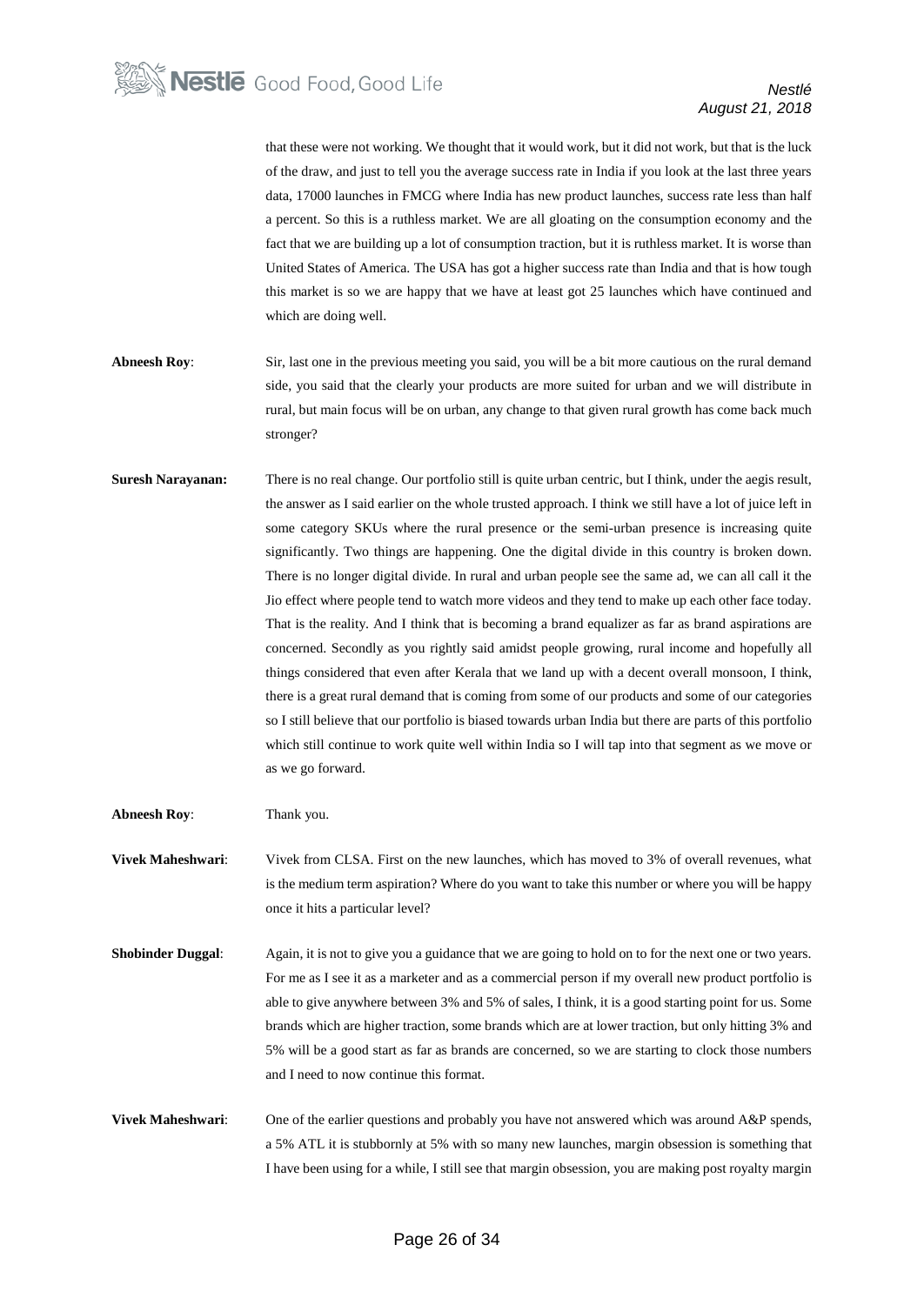that these were not working. We thought that it would work, but it did not work, but that is the luck of the draw, and just to tell you the average success rate in India if you look at the last three years data, 17000 launches in FMCG where India has new product launches, success rate less than half a percent. So this is a ruthless market. We are all gloating on the consumption economy and the fact that we are building up a lot of consumption traction, but it is ruthless market. It is worse than United States of America. The USA has got a higher success rate than India and that is how tough this market is so we are happy that we have at least got 25 launches which have continued and which are doing well.

**Abneesh Roy**: Sir, last one in the previous meeting you said, you will be a bit more cautious on the rural demand side, you said that the clearly your products are more suited for urban and we will distribute in rural, but main focus will be on urban, any change to that given rural growth has come back much stronger?

**Suresh Narayanan:** There is no real change. Our portfolio still is quite urban centric, but I think, under the aegis result, the answer as I said earlier on the whole trusted approach. I think we still have a lot of juice left in some category SKUs where the rural presence or the semi-urban presence is increasing quite significantly. Two things are happening. One the digital divide in this country is broken down. There is no longer digital divide. In rural and urban people see the same ad, we can all call it the Jio effect where people tend to watch more videos and they tend to make up each other face today. That is the reality. And I think that is becoming a brand equalizer as far as brand aspirations are concerned. Secondly as you rightly said amidst people growing, rural income and hopefully all things considered that even after Kerala that we land up with a decent overall monsoon, I think, there is a great rural demand that is coming from some of our products and some of our categories so I still believe that our portfolio is biased towards urban India but there are parts of this portfolio which still continue to work quite well within India so I will tap into that segment as we move or as we go forward.

**Abneesh Roy**: Thank you.

**Vivek Maheshwari**: Vivek from CLSA. First on the new launches, which has moved to 3% of overall revenues, what is the medium term aspiration? Where do you want to take this number or where you will be happy once it hits a particular level?

**Shobinder Duggal**: Again, it is not to give you a guidance that we are going to hold on to for the next one or two years. For me as I see it as a marketer and as a commercial person if my overall new product portfolio is able to give anywhere between 3% and 5% of sales, I think, it is a good starting point for us. Some brands which are higher traction, some brands which are at lower traction, but only hitting 3% and 5% will be a good start as far as brands are concerned, so we are starting to clock those numbers and I need to now continue this format.

**Vivek Maheshwari**: One of the earlier questions and probably you have not answered which was around A&P spends, a 5% ATL it is stubbornly at 5% with so many new launches, margin obsession is something that I have been using for a while, I still see that margin obsession, you are making post royalty margin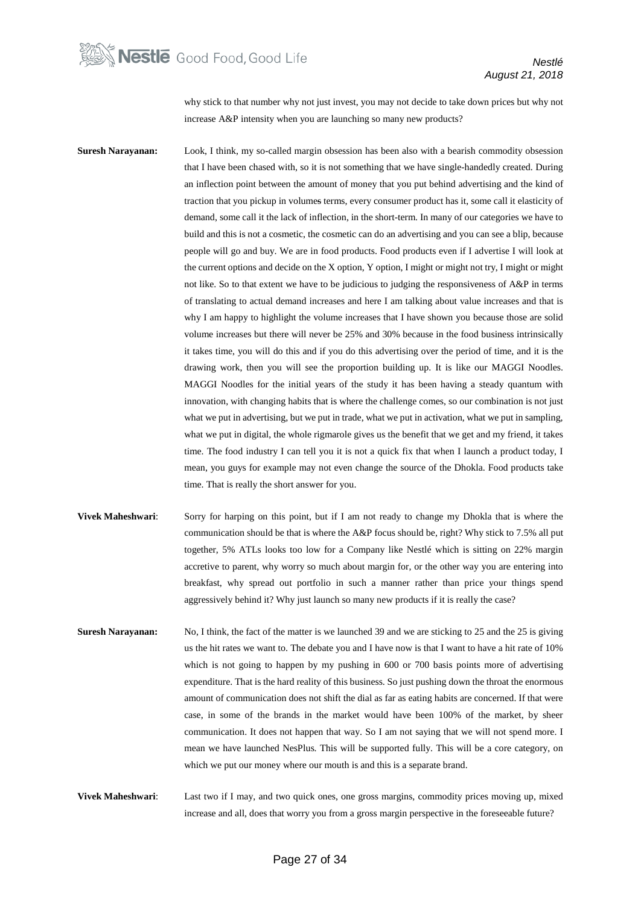why stick to that number why not just invest, you may not decide to take down prices but why not increase A&P intensity when you are launching so many new products?

**Suresh Narayanan:** Look, I think, my so-called margin obsession has been also with a bearish commodity obsession that I have been chased with, so it is not something that we have single-handedly created. During an inflection point between the amount of money that you put behind advertising and the kind of traction that you pickup in volumes terms, every consumer product has it, some call it elasticity of demand, some call it the lack of inflection, in the short-term. In many of our categories we have to build and this is not a cosmetic, the cosmetic can do an advertising and you can see a blip, because people will go and buy. We are in food products. Food products even if I advertise I will look at the current options and decide on the X option, Y option, I might or might not try, I might or might not like. So to that extent we have to be judicious to judging the responsiveness of A&P in terms of translating to actual demand increases and here I am talking about value increases and that is why I am happy to highlight the volume increases that I have shown you because those are solid volume increases but there will never be 25% and 30% because in the food business intrinsically it takes time, you will do this and if you do this advertising over the period of time, and it is the drawing work, then you will see the proportion building up. It is like our MAGGI Noodles. MAGGI Noodles for the initial years of the study it has been having a steady quantum with innovation, with changing habits that is where the challenge comes, so our combination is not just what we put in advertising, but we put in trade, what we put in activation, what we put in sampling, what we put in digital, the whole rigmarole gives us the benefit that we get and my friend, it takes time. The food industry I can tell you it is not a quick fix that when I launch a product today, I mean, you guys for example may not even change the source of the Dhokla. Food products take time. That is really the short answer for you.

**Vivek Maheshwari**: Sorry for harping on this point, but if I am not ready to change my Dhokla that is where the communication should be that is where the A&P focus should be, right? Why stick to 7.5% all put together, 5% ATLs looks too low for a Company like Nestlé which is sitting on 22% margin accretive to parent, why worry so much about margin for, or the other way you are entering into breakfast, why spread out portfolio in such a manner rather than price your things spend aggressively behind it? Why just launch so many new products if it is really the case?

**Suresh Narayanan:** No, I think, the fact of the matter is we launched 39 and we are sticking to 25 and the 25 is giving us the hit rates we want to. The debate you and I have now is that I want to have a hit rate of 10% which is not going to happen by my pushing in 600 or 700 basis points more of advertising expenditure. That is the hard reality of this business. So just pushing down the throat the enormous amount of communication does not shift the dial as far as eating habits are concerned. If that were case, in some of the brands in the market would have been 100% of the market, by sheer communication. It does not happen that way. So I am not saying that we will not spend more. I mean we have launched NesPlus. This will be supported fully. This will be a core category, on which we put our money where our mouth is and this is a separate brand.

**Vivek Maheshwari**: Last two if I may, and two quick ones, one gross margins, commodity prices moving up, mixed increase and all, does that worry you from a gross margin perspective in the foreseeable future?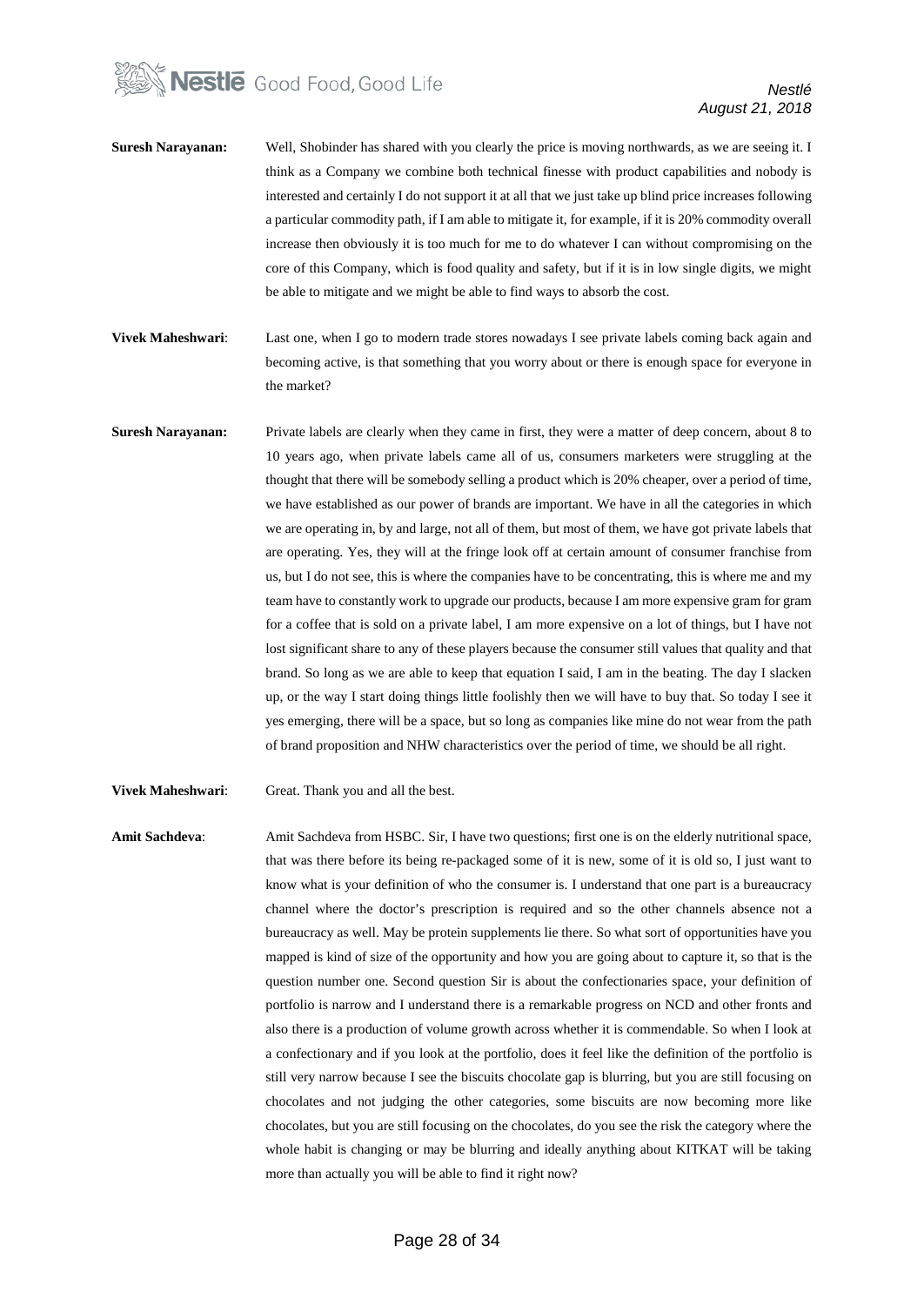**Suresh Narayanan:** Well, Shobinder has shared with you clearly the price is moving northwards, as we are seeing it. I think as a Company we combine both technical finesse with product capabilities and nobody is interested and certainly I do not support it at all that we just take up blind price increases following a particular commodity path, if I am able to mitigate it, for example, if it is 20% commodity overall increase then obviously it is too much for me to do whatever I can without compromising on the core of this Company, which is food quality and safety, but if it is in low single digits, we might be able to mitigate and we might be able to find ways to absorb the cost.

**Vivek Maheshwari**: Last one, when I go to modern trade stores nowadays I see private labels coming back again and becoming active, is that something that you worry about or there is enough space for everyone in the market?

**Suresh Narayanan:** Private labels are clearly when they came in first, they were a matter of deep concern, about 8 to 10 years ago, when private labels came all of us, consumers marketers were struggling at the thought that there will be somebody selling a product which is 20% cheaper, over a period of time, we have established as our power of brands are important. We have in all the categories in which we are operating in, by and large, not all of them, but most of them, we have got private labels that are operating. Yes, they will at the fringe look off at certain amount of consumer franchise from us, but I do not see, this is where the companies have to be concentrating, this is where me and my team have to constantly work to upgrade our products, because I am more expensive gram for gram for a coffee that is sold on a private label, I am more expensive on a lot of things, but I have not lost significant share to any of these players because the consumer still values that quality and that brand. So long as we are able to keep that equation I said, I am in the beating. The day I slacken up, or the way I start doing things little foolishly then we will have to buy that. So today I see it yes emerging, there will be a space, but so long as companies like mine do not wear from the path of brand proposition and NHW characteristics over the period of time, we should be all right.

**Vivek Maheshwari**: Great. Thank you and all the best.

**Amit Sachdeva**: Amit Sachdeva from HSBC. Sir, I have two questions; first one is on the elderly nutritional space, that was there before its being re-packaged some of it is new, some of it is old so, I just want to know what is your definition of who the consumer is. I understand that one part is a bureaucracy channel where the doctor's prescription is required and so the other channels absence not a bureaucracy as well. May be protein supplements lie there. So what sort of opportunities have you mapped is kind of size of the opportunity and how you are going about to capture it, so that is the question number one. Second question Sir is about the confectionaries space, your definition of portfolio is narrow and I understand there is a remarkable progress on NCD and other fronts and also there is a production of volume growth across whether it is commendable. So when I look at a confectionary and if you look at the portfolio, does it feel like the definition of the portfolio is still very narrow because I see the biscuits chocolate gap is blurring, but you are still focusing on chocolates and not judging the other categories, some biscuits are now becoming more like chocolates, but you are still focusing on the chocolates, do you see the risk the category where the whole habit is changing or may be blurring and ideally anything about KITKAT will be taking more than actually you will be able to find it right now?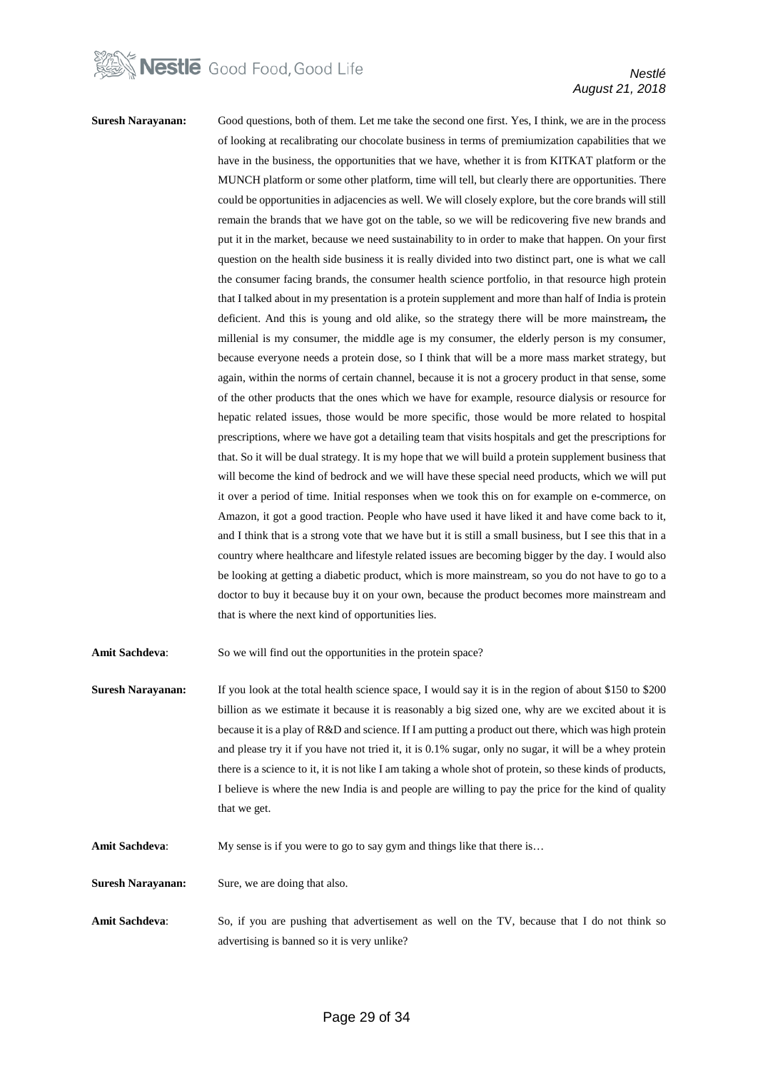**Suresh Narayanan:** Good questions, both of them. Let me take the second one first. Yes, I think, we are in the process of looking at recalibrating our chocolate business in terms of premiumization capabilities that we have in the business, the opportunities that we have, whether it is from KITKAT platform or the MUNCH platform or some other platform, time will tell, but clearly there are opportunities. There could be opportunities in adjacencies as well. We will closely explore, but the core brands will still remain the brands that we have got on the table, so we will be redicovering five new brands and put it in the market, because we need sustainability to in order to make that happen. On your first question on the health side business it is really divided into two distinct part, one is what we call the consumer facing brands, the consumer health science portfolio, in that resource high protein that I talked about in my presentation is a protein supplement and more than half of India is protein deficient. And this is young and old alike, so the strategy there will be more mainstream, the millenial is my consumer, the middle age is my consumer, the elderly person is my consumer, because everyone needs a protein dose, so I think that will be a more mass market strategy, but again, within the norms of certain channel, because it is not a grocery product in that sense, some of the other products that the ones which we have for example, resource dialysis or resource for hepatic related issues, those would be more specific, those would be more related to hospital prescriptions, where we have got a detailing team that visits hospitals and get the prescriptions for that. So it will be dual strategy. It is my hope that we will build a protein supplement business that will become the kind of bedrock and we will have these special need products, which we will put it over a period of time. Initial responses when we took this on for example on e-commerce, on Amazon, it got a good traction. People who have used it have liked it and have come back to it, and I think that is a strong vote that we have but it is still a small business, but I see this that in a country where healthcare and lifestyle related issues are becoming bigger by the day. I would also be looking at getting a diabetic product, which is more mainstream, so you do not have to go to a doctor to buy it because buy it on your own, because the product becomes more mainstream and that is where the next kind of opportunities lies.

**Amit Sachdeva**: So we will find out the opportunities in the protein space?

**Suresh Narayanan:** If you look at the total health science space, I would say it is in the region of about \$150 to \$200 billion as we estimate it because it is reasonably a big sized one, why are we excited about it is because it is a play of R&D and science. If I am putting a product out there, which was high protein and please try it if you have not tried it, it is 0.1% sugar, only no sugar, it will be a whey protein there is a science to it, it is not like I am taking a whole shot of protein, so these kinds of products, I believe is where the new India is and people are willing to pay the price for the kind of quality that we get.

**Amit Sachdeva**: My sense is if you were to go to say gym and things like that there is…

**Suresh Narayanan:** Sure, we are doing that also.

**Amit Sachdeva**: So, if you are pushing that advertisement as well on the TV, because that I do not think so advertising is banned so it is very unlike?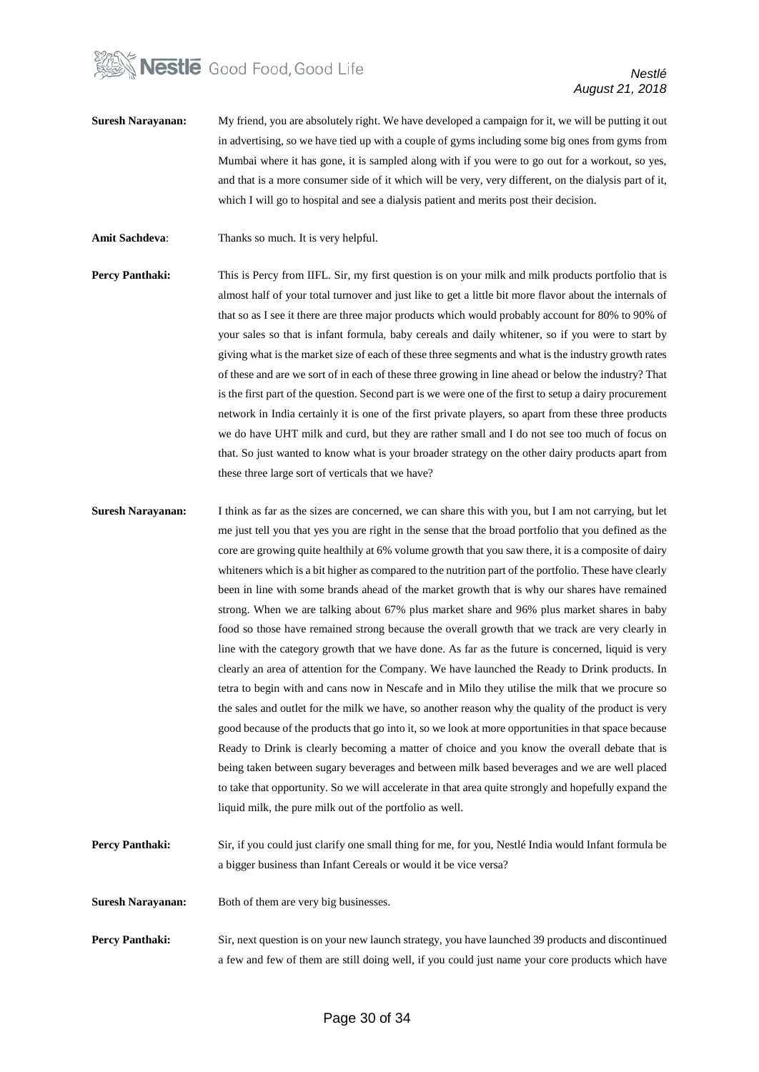**Suresh Narayanan:** My friend, you are absolutely right. We have developed a campaign for it, we will be putting it out in advertising, so we have tied up with a couple of gyms including some big ones from gyms from Mumbai where it has gone, it is sampled along with if you were to go out for a workout, so yes, and that is a more consumer side of it which will be very, very different, on the dialysis part of it, which I will go to hospital and see a dialysis patient and merits post their decision.

**Amit Sachdeva**: Thanks so much. It is very helpful.

**Percy Panthaki:** This is Percy from IIFL. Sir, my first question is on your milk and milk products portfolio that is almost half of your total turnover and just like to get a little bit more flavor about the internals of that so as I see it there are three major products which would probably account for 80% to 90% of your sales so that is infant formula, baby cereals and daily whitener, so if you were to start by giving what is the market size of each of these three segments and what is the industry growth rates of these and are we sort of in each of these three growing in line ahead or below the industry? That is the first part of the question. Second part is we were one of the first to setup a dairy procurement network in India certainly it is one of the first private players, so apart from these three products we do have UHT milk and curd, but they are rather small and I do not see too much of focus on that. So just wanted to know what is your broader strategy on the other dairy products apart from these three large sort of verticals that we have?

**Suresh Narayanan:** I think as far as the sizes are concerned, we can share this with you, but I am not carrying, but let me just tell you that yes you are right in the sense that the broad portfolio that you defined as the core are growing quite healthily at 6% volume growth that you saw there, it is a composite of dairy whiteners which is a bit higher as compared to the nutrition part of the portfolio. These have clearly been in line with some brands ahead of the market growth that is why our shares have remained strong. When we are talking about 67% plus market share and 96% plus market shares in baby food so those have remained strong because the overall growth that we track are very clearly in line with the category growth that we have done. As far as the future is concerned, liquid is very clearly an area of attention for the Company. We have launched the Ready to Drink products. In tetra to begin with and cans now in Nescafe and in Milo they utilise the milk that we procure so the sales and outlet for the milk we have, so another reason why the quality of the product is very good because of the products that go into it, so we look at more opportunities in that space because Ready to Drink is clearly becoming a matter of choice and you know the overall debate that is being taken between sugary beverages and between milk based beverages and we are well placed to take that opportunity. So we will accelerate in that area quite strongly and hopefully expand the liquid milk, the pure milk out of the portfolio as well.

**Percy Panthaki:** Sir, if you could just clarify one small thing for me, for you, Nestlé India would Infant formula be a bigger business than Infant Cereals or would it be vice versa?

**Suresh Narayanan:** Both of them are very big businesses.

**Percy Panthaki:** Sir, next question is on your new launch strategy, you have launched 39 products and discontinued a few and few of them are still doing well, if you could just name your core products which have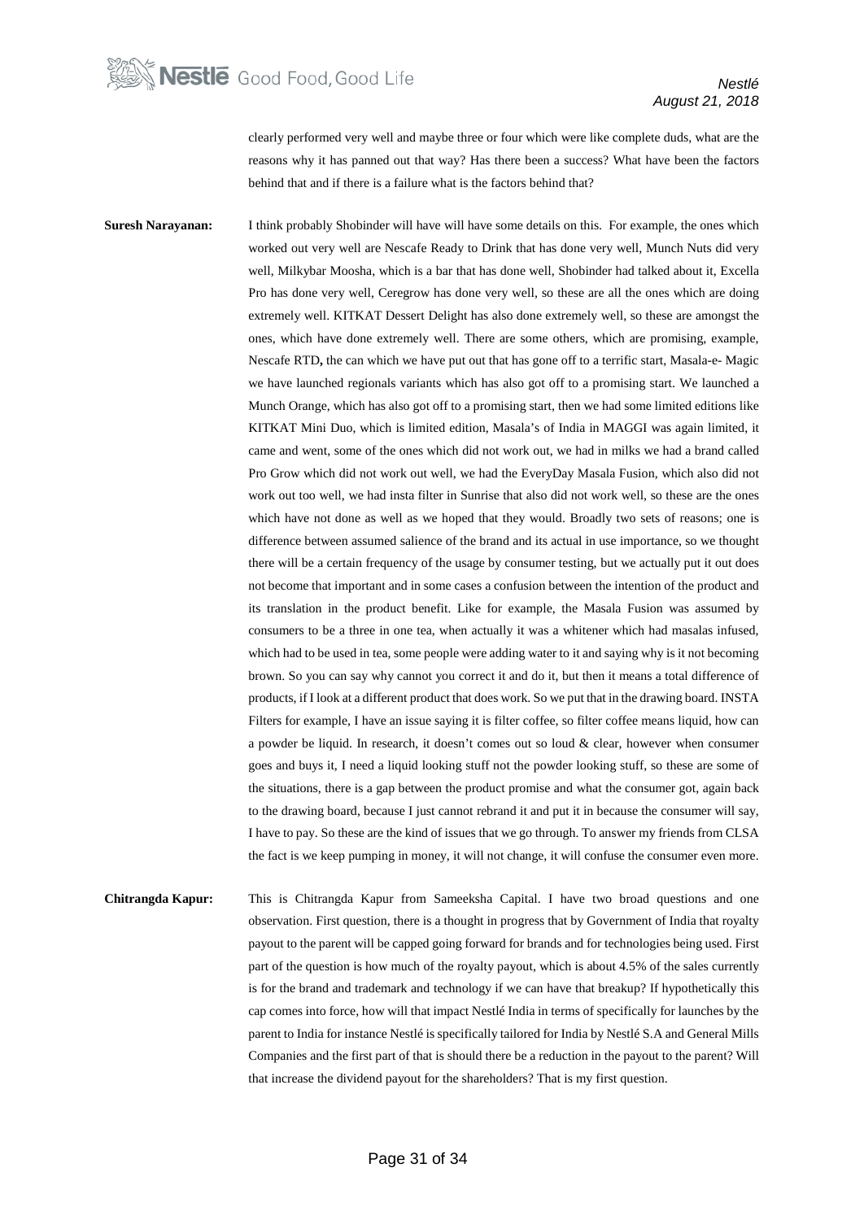clearly performed very well and maybe three or four which were like complete duds, what are the reasons why it has panned out that way? Has there been a success? What have been the factors behind that and if there is a failure what is the factors behind that?

**Suresh Narayanan:** I think probably Shobinder will have will have some details on this. For example, the ones which worked out very well are Nescafe Ready to Drink that has done very well, Munch Nuts did very well, Milkybar Moosha, which is a bar that has done well, Shobinder had talked about it, Excella Pro has done very well, Ceregrow has done very well, so these are all the ones which are doing extremely well. KITKAT Dessert Delight has also done extremely well, so these are amongst the ones, which have done extremely well. There are some others, which are promising, example, Nescafe RTD**,** the can which we have put out that has gone off to a terrific start, Masala-e- Magic we have launched regionals variants which has also got off to a promising start. We launched a Munch Orange, which has also got off to a promising start, then we had some limited editions like KITKAT Mini Duo, which is limited edition, Masala's of India in MAGGI was again limited, it came and went, some of the ones which did not work out, we had in milks we had a brand called Pro Grow which did not work out well, we had the EveryDay Masala Fusion, which also did not work out too well, we had insta filter in Sunrise that also did not work well, so these are the ones which have not done as well as we hoped that they would. Broadly two sets of reasons; one is difference between assumed salience of the brand and its actual in use importance, so we thought there will be a certain frequency of the usage by consumer testing, but we actually put it out does not become that important and in some cases a confusion between the intention of the product and its translation in the product benefit. Like for example, the Masala Fusion was assumed by consumers to be a three in one tea, when actually it was a whitener which had masalas infused, which had to be used in tea, some people were adding water to it and saying why is it not becoming brown. So you can say why cannot you correct it and do it, but then it means a total difference of products, if I look at a different product that does work. So we put that in the drawing board. INSTA Filters for example, I have an issue saying it is filter coffee, so filter coffee means liquid, how can a powder be liquid. In research, it doesn't comes out so loud & clear, however when consumer goes and buys it, I need a liquid looking stuff not the powder looking stuff, so these are some of the situations, there is a gap between the product promise and what the consumer got, again back to the drawing board, because I just cannot rebrand it and put it in because the consumer will say, I have to pay. So these are the kind of issues that we go through. To answer my friends from CLSA the fact is we keep pumping in money, it will not change, it will confuse the consumer even more.

**Chitrangda Kapur:** This is Chitrangda Kapur from Sameeksha Capital. I have two broad questions and one observation. First question, there is a thought in progress that by Government of India that royalty payout to the parent will be capped going forward for brands and for technologies being used. First part of the question is how much of the royalty payout, which is about 4.5% of the sales currently is for the brand and trademark and technology if we can have that breakup? If hypothetically this cap comes into force, how will that impact Nestlé India in terms of specifically for launches by the parent to India for instance Nestlé is specifically tailored for India by Nestlé S.A and General Mills Companies and the first part of that is should there be a reduction in the payout to the parent? Will that increase the dividend payout for the shareholders? That is my first question.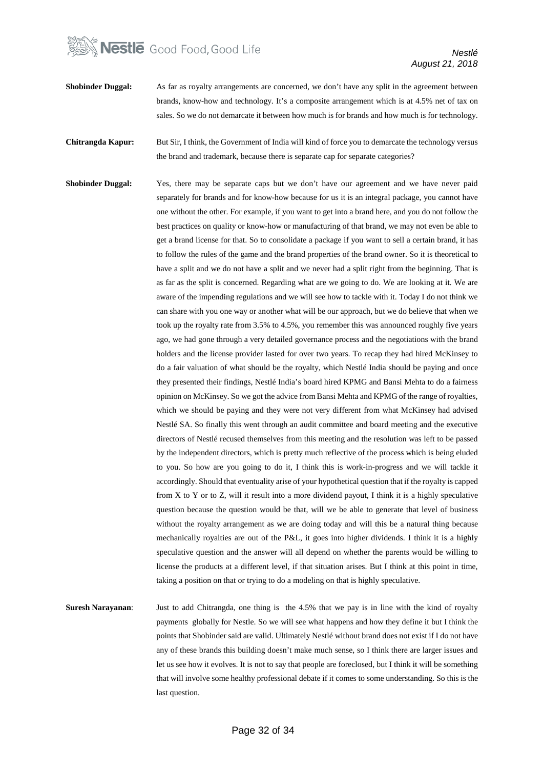**Shobinder Duggal:** As far as royalty arrangements are concerned, we don't have any split in the agreement between brands, know-how and technology. It's a composite arrangement which is at 4.5% net of tax on sales. So we do not demarcate it between how much is for brands and how much is for technology.

**Chitrangda Kapur:** But Sir, I think, the Government of India will kind of force you to demarcate the technology versus the brand and trademark, because there is separate cap for separate categories?

**Shobinder Duggal:** Yes, there may be separate caps but we don't have our agreement and we have never paid separately for brands and for know-how because for us it is an integral package, you cannot have one without the other. For example, if you want to get into a brand here, and you do not follow the best practices on quality or know-how or manufacturing of that brand, we may not even be able to get a brand license for that. So to consolidate a package if you want to sell a certain brand, it has to follow the rules of the game and the brand properties of the brand owner. So it is theoretical to have a split and we do not have a split and we never had a split right from the beginning. That is as far as the split is concerned. Regarding what are we going to do. We are looking at it. We are aware of the impending regulations and we will see how to tackle with it. Today I do not think we can share with you one way or another what will be our approach, but we do believe that when we took up the royalty rate from 3.5% to 4.5%, you remember this was announced roughly five years ago, we had gone through a very detailed governance process and the negotiations with the brand holders and the license provider lasted for over two years. To recap they had hired McKinsey to do a fair valuation of what should be the royalty, which Nestlé India should be paying and once they presented their findings, Nestlé India's board hired KPMG and Bansi Mehta to do a fairness opinion on McKinsey. So we got the advice from Bansi Mehta and KPMG of the range of royalties, which we should be paying and they were not very different from what McKinsey had advised Nestlé SA. So finally this went through an audit committee and board meeting and the executive directors of Nestlé recused themselves from this meeting and the resolution was left to be passed by the independent directors, which is pretty much reflective of the process which is being eluded to you. So how are you going to do it, I think this is work-in-progress and we will tackle it accordingly. Should that eventuality arise of your hypothetical question that if the royalty is capped from X to Y or to Z, will it result into a more dividend payout, I think it is a highly speculative question because the question would be that, will we be able to generate that level of business without the royalty arrangement as we are doing today and will this be a natural thing because mechanically royalties are out of the P&L, it goes into higher dividends. I think it is a highly speculative question and the answer will all depend on whether the parents would be willing to license the products at a different level, if that situation arises. But I think at this point in time, taking a position on that or trying to do a modeling on that is highly speculative.

**Suresh Narayanan**: Just to add Chitrangda, one thing is the 4.5% that we pay is in line with the kind of royalty payments globally for Nestle. So we will see what happens and how they define it but I think the points that Shobinder said are valid. Ultimately Nestlé without brand does not exist if I do not have any of these brands this building doesn't make much sense, so I think there are larger issues and let us see how it evolves. It is not to say that people are foreclosed, but I think it will be something that will involve some healthy professional debate if it comes to some understanding. So this is the last question.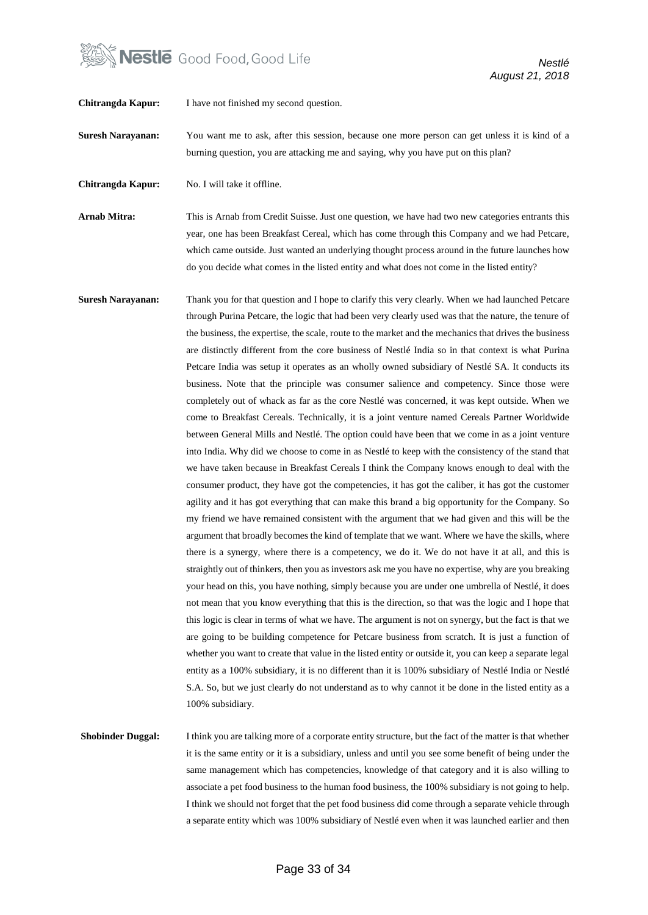**Chitrangda Kapur:** I have not finished my second question.

**Suresh Narayanan:** You want me to ask, after this session, because one more person can get unless it is kind of a burning question, you are attacking me and saying, why you have put on this plan?

**Chitrangda Kapur:** No. I will take it offline.

**Arnab Mitra:** This is Arnab from Credit Suisse. Just one question, we have had two new categories entrants this year, one has been Breakfast Cereal, which has come through this Company and we had Petcare, which came outside. Just wanted an underlying thought process around in the future launches how do you decide what comes in the listed entity and what does not come in the listed entity?

**Suresh Narayanan:** Thank you for that question and I hope to clarify this very clearly. When we had launched Petcare through Purina Petcare, the logic that had been very clearly used was that the nature, the tenure of the business, the expertise, the scale, route to the market and the mechanics that drives the business are distinctly different from the core business of Nestlé India so in that context is what Purina Petcare India was setup it operates as an wholly owned subsidiary of Nestlé SA. It conducts its business. Note that the principle was consumer salience and competency. Since those were completely out of whack as far as the core Nestlé was concerned, it was kept outside. When we come to Breakfast Cereals. Technically, it is a joint venture named Cereals Partner Worldwide between General Mills and Nestlé. The option could have been that we come in as a joint venture into India. Why did we choose to come in as Nestlé to keep with the consistency of the stand that we have taken because in Breakfast Cereals I think the Company knows enough to deal with the consumer product, they have got the competencies, it has got the caliber, it has got the customer agility and it has got everything that can make this brand a big opportunity for the Company. So my friend we have remained consistent with the argument that we had given and this will be the argument that broadly becomes the kind of template that we want. Where we have the skills, where there is a synergy, where there is a competency, we do it. We do not have it at all, and this is straightly out of thinkers, then you as investors ask me you have no expertise, why are you breaking your head on this, you have nothing, simply because you are under one umbrella of Nestlé, it does not mean that you know everything that this is the direction, so that was the logic and I hope that this logic is clear in terms of what we have. The argument is not on synergy, but the fact is that we are going to be building competence for Petcare business from scratch. It is just a function of whether you want to create that value in the listed entity or outside it, you can keep a separate legal entity as a 100% subsidiary, it is no different than it is 100% subsidiary of Nestlé India or Nestlé S.A. So, but we just clearly do not understand as to why cannot it be done in the listed entity as a 100% subsidiary.

**Shobinder Duggal:** I think you are talking more of a corporate entity structure, but the fact of the matter is that whether it is the same entity or it is a subsidiary, unless and until you see some benefit of being under the same management which has competencies, knowledge of that category and it is also willing to associate a pet food business to the human food business, the 100% subsidiary is not going to help. I think we should not forget that the pet food business did come through a separate vehicle through a separate entity which was 100% subsidiary of Nestlé even when it was launched earlier and then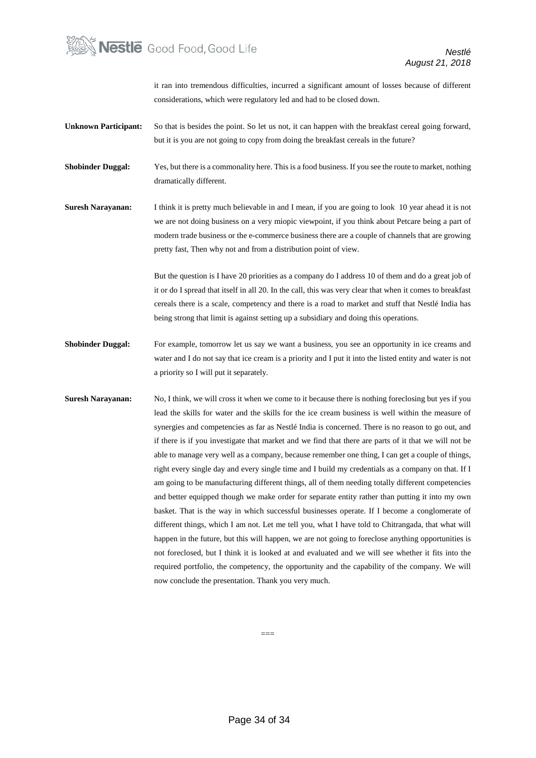it ran into tremendous difficulties, incurred a significant amount of losses because of different considerations, which were regulatory led and had to be closed down.

**Unknown Participant:** So that is besides the point. So let us not, it can happen with the breakfast cereal going forward, but it is you are not going to copy from doing the breakfast cereals in the future?

**Shobinder Duggal:** Yes, but there is a commonality here. This is a food business. If you see the route to market, nothing dramatically different.

**Suresh Narayanan:** I think it is pretty much believable in and I mean, if you are going to look 10 year ahead it is not we are not doing business on a very miopic viewpoint, if you think about Petcare being a part of modern trade business or the e-commerce business there are a couple of channels that are growing pretty fast, Then why not and from a distribution point of view.

But the question is I have 20 priorities as a company do I address 10 of them and do a great job of it or do I spread that itself in all 20. In the call, this was very clear that when it comes to breakfast cereals there is a scale, competency and there is a road to market and stuff that Nestlé India has being strong that limit is against setting up a subsidiary and doing this operations.

**Shobinder Duggal:** For example, tomorrow let us say we want a business, you see an opportunity in ice creams and water and I do not say that ice cream is a priority and I put it into the listed entity and water is not a priority so I will put it separately.

**Suresh Narayanan:** No, I think, we will cross it when we come to it because there is nothing foreclosing but yes if you lead the skills for water and the skills for the ice cream business is well within the measure of synergies and competencies as far as Nestlé India is concerned. There is no reason to go out, and if there is if you investigate that market and we find that there are parts of it that we will not be able to manage very well as a company, because remember one thing, I can get a couple of things, right every single day and every single time and I build my credentials as a company on that. If I am going to be manufacturing different things, all of them needing totally different competencies and better equipped though we make order for separate entity rather than putting it into my own basket. That is the way in which successful businesses operate. If I become a conglomerate of different things, which I am not. Let me tell you, what I have told to Chitrangada, that what will happen in the future, but this will happen, we are not going to foreclose anything opportunities is not foreclosed, but I think it is looked at and evaluated and we will see whether it fits into the required portfolio, the competency, the opportunity and the capability of the company. We will now conclude the presentation. Thank you very much.

===